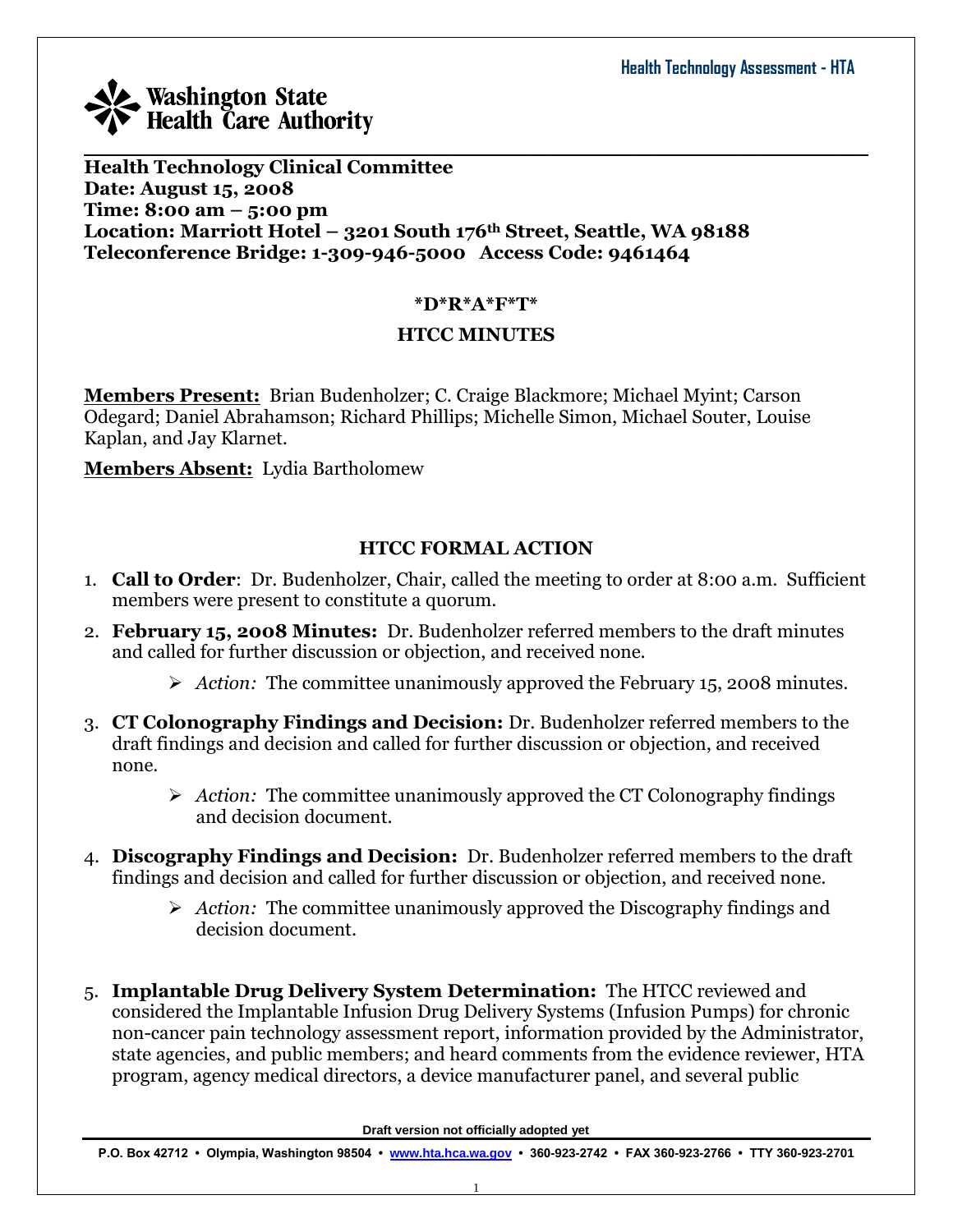Health Technology Assessment - HTA

Washington State Health Care Authority

**Health Technology Clinical Committee**
**Date: August 15, 2008**
**Time: 8:00 am – 5:00 pm**
**Location: Marriott Hotel – 3201 South 176th Street, Seattle, WA 98188**
**Teleconference Bridge: 1-309-946-5000 Access Code: 9461464**

**\*D\*R\*A\*F\*T\***

**HTCC MINUTES**

**Members Present:** Brian Budenholzer; C. Craige Blackmore; Michael Myint; Carson Odegard; Daniel Abrahamson; Richard Phillips; Michelle Simon, Michael Souter, Louise Kaplan, and Jay Klarnet.

**Members Absent:** Lydia Bartholomew

## HTCC FORMAL ACTION

1. **Call to Order**: Dr. Budenholzer, Chair, called the meeting to order at 8:00 a.m. Sufficient members were present to constitute a quorum.

2. **February 15, 2008 Minutes:** Dr. Budenholzer referred members to the draft minutes and called for further discussion or objection, and received none.

   - *Action:* The committee unanimously approved the February 15, 2008 minutes.

3. **CT Colonography Findings and Decision:** Dr. Budenholzer referred members to the draft findings and decision and called for further discussion or objection, and received none.

   - *Action:* The committee unanimously approved the CT Colonography findings and decision document.

4. **Discography Findings and Decision:** Dr. Budenholzer referred members to the draft findings and decision and called for further discussion or objection, and received none.

   - *Action:* The committee unanimously approved the Discography findings and decision document.

5. **Implantable Drug Delivery System Determination:** The HTCC reviewed and considered the Implantable Infusion Drug Delivery Systems (Infusion Pumps) for chronic non-cancer pain technology assessment report, information provided by the Administrator, state agencies, and public members; and heard comments from the evidence reviewer, HTA program, agency medical directors, a device manufacturer panel, and several public

Draft version not officially adopted yet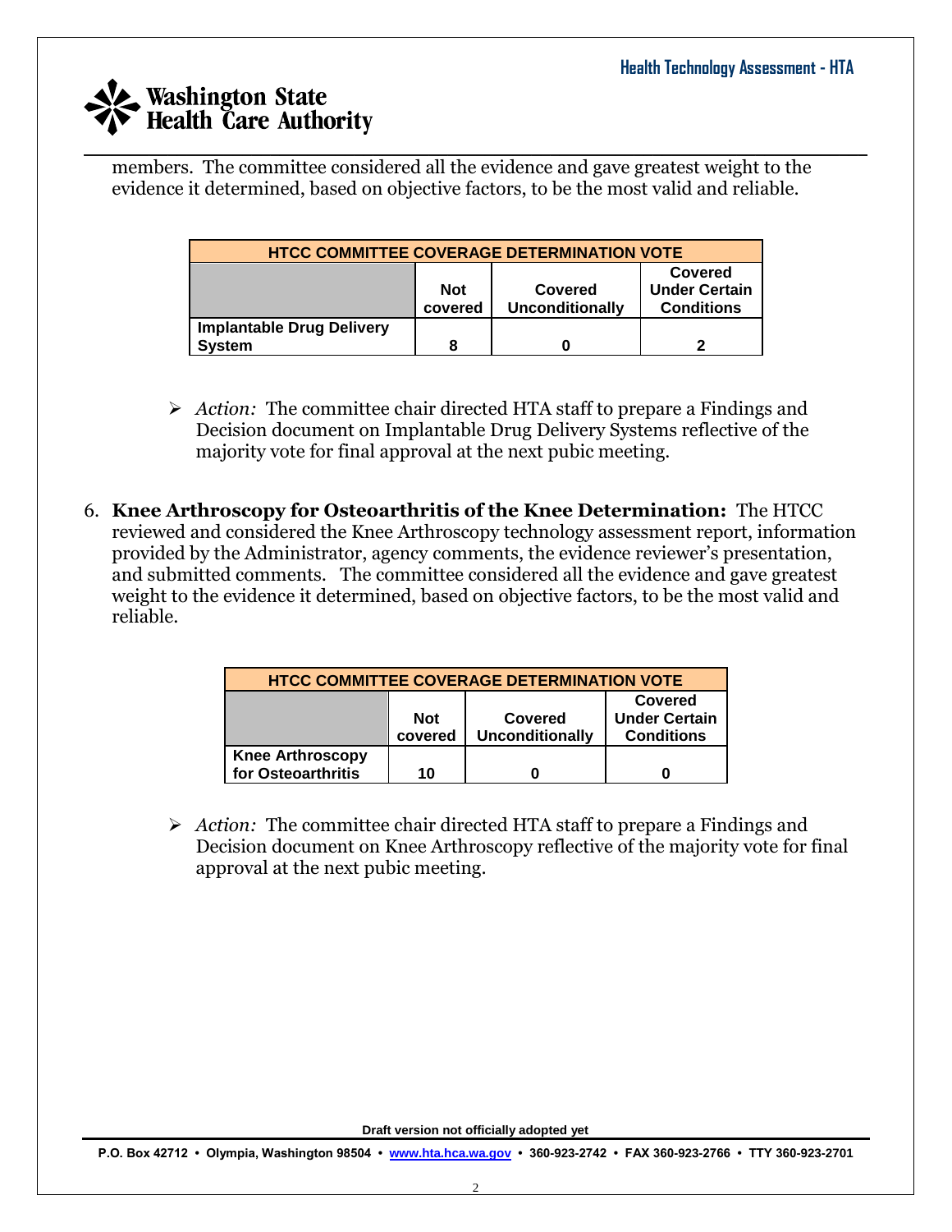members. The committee considered all the evidence and gave greatest weight to the evidence it determined, based on objective factors, to be the most valid and reliable.

| HTCC COMMITTEE COVERAGE DETERMINATION VOTE | | | |
|---|---|---|---|
| | Not covered | Covered Unconditionally | Covered Under Certain Conditions |
| Implantable Drug Delivery System | 8 | 0 | 2 |

- *Action:* The committee chair directed HTA staff to prepare a Findings and Decision document on Implantable Drug Delivery Systems reflective of the majority vote for final approval at the next pubic meeting.

6. **Knee Arthroscopy for Osteoarthritis of the Knee Determination:** The HTCC reviewed and considered the Knee Arthroscopy technology assessment report, information provided by the Administrator, agency comments, the evidence reviewer's presentation, and submitted comments. The committee considered all the evidence and gave greatest weight to the evidence it determined, based on objective factors, to be the most valid and reliable.

| HTCC COMMITTEE COVERAGE DETERMINATION VOTE | | | |
|---|---|---|---|
| | Not covered | Covered Unconditionally | Covered Under Certain Conditions |
| Knee Arthroscopy for Osteoarthritis | 10 | 0 | 0 |

- *Action:* The committee chair directed HTA staff to prepare a Findings and Decision document on Knee Arthroscopy reflective of the majority vote for final approval at the next pubic meeting.

Draft version not officially adopted yet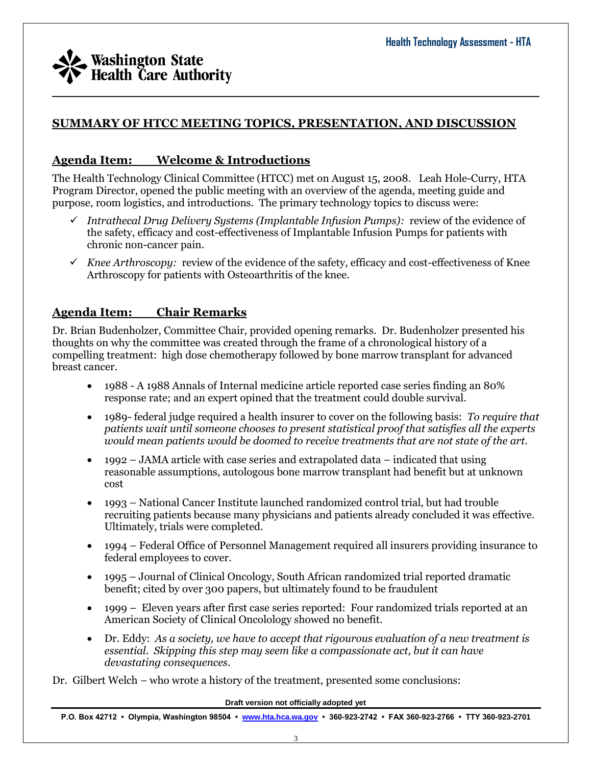## SUMMARY OF HTCC MEETING TOPICS, PRESENTATION, AND DISCUSSION

### Agenda Item: Welcome & Introductions

The Health Technology Clinical Committee (HTCC) met on August 15, 2008. Leah Hole-Curry, HTA Program Director, opened the public meeting with an overview of the agenda, meeting guide and purpose, room logistics, and introductions. The primary technology topics to discuss were:

- ✓ *Intrathecal Drug Delivery Systems (Implantable Infusion Pumps):* review of the evidence of the safety, efficacy and cost-effectiveness of Implantable Infusion Pumps for patients with chronic non-cancer pain.
- ✓ *Knee Arthroscopy:* review of the evidence of the safety, efficacy and cost-effectiveness of Knee Arthroscopy for patients with Osteoarthritis of the knee.

### Agenda Item: Chair Remarks

Dr. Brian Budenholzer, Committee Chair, provided opening remarks. Dr. Budenholzer presented his thoughts on why the committee was created through the frame of a chronological history of a compelling treatment: high dose chemotherapy followed by bone marrow transplant for advanced breast cancer.

- 1988 - A 1988 Annals of Internal medicine article reported case series finding an 80% response rate; and an expert opined that the treatment could double survival.
- 1989- federal judge required a health insurer to cover on the following basis: *To require that patients wait until someone chooses to present statistical proof that satisfies all the experts would mean patients would be doomed to receive treatments that are not state of the art.*
- 1992 – JAMA article with case series and extrapolated data – indicated that using reasonable assumptions, autologous bone marrow transplant had benefit but at unknown cost
- 1993 – National Cancer Institute launched randomized control trial, but had trouble recruiting patients because many physicians and patients already concluded it was effective. Ultimately, trials were completed.
- 1994 – Federal Office of Personnel Management required all insurers providing insurance to federal employees to cover.
- 1995 – Journal of Clinical Oncology, South African randomized trial reported dramatic benefit; cited by over 300 papers, but ultimately found to be fraudulent
- 1999 – Eleven years after first case series reported: Four randomized trials reported at an American Society of Clinical Oncolology showed no benefit.
- Dr. Eddy: *As a society, we have to accept that rigourous evaluation of a new treatment is essential. Skipping this step may seem like a compassionate act, but it can have devastating consequences.*

Dr. Gilbert Welch – who wrote a history of the treatment, presented some conclusions:

Draft version not officially adopted yet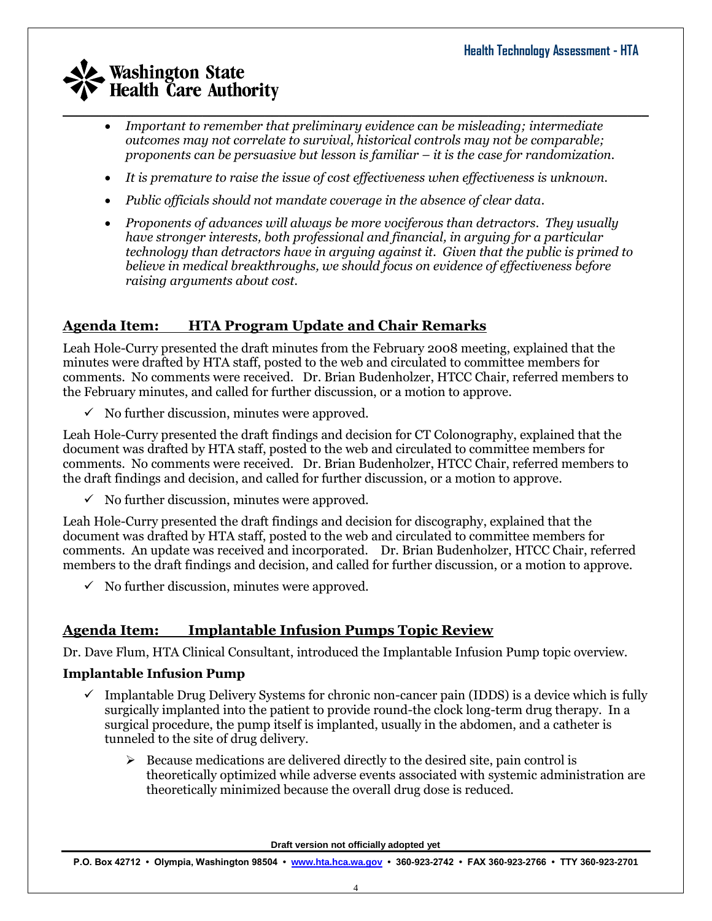- *Important to remember that preliminary evidence can be misleading; intermediate outcomes may not correlate to survival, historical controls may not be comparable; proponents can be persuasive but lesson is familiar – it is the case for randomization.*
- *It is premature to raise the issue of cost effectiveness when effectiveness is unknown.*
- *Public officials should not mandate coverage in the absence of clear data.*
- *Proponents of advances will always be more vociferous than detractors. They usually have stronger interests, both professional and financial, in arguing for a particular technology than detractors have in arguing against it. Given that the public is primed to believe in medical breakthroughs, we should focus on evidence of effectiveness before raising arguments about cost.*

## Agenda Item: HTA Program Update and Chair Remarks

Leah Hole-Curry presented the draft minutes from the February 2008 meeting, explained that the minutes were drafted by HTA staff, posted to the web and circulated to committee members for comments. No comments were received. Dr. Brian Budenholzer, HTCC Chair, referred members to the February minutes, and called for further discussion, or a motion to approve.

- ✓ No further discussion, minutes were approved.

Leah Hole-Curry presented the draft findings and decision for CT Colonography, explained that the document was drafted by HTA staff, posted to the web and circulated to committee members for comments. No comments were received. Dr. Brian Budenholzer, HTCC Chair, referred members to the draft findings and decision, and called for further discussion, or a motion to approve.

- ✓ No further discussion, minutes were approved.

Leah Hole-Curry presented the draft findings and decision for discography, explained that the document was drafted by HTA staff, posted to the web and circulated to committee members for comments. An update was received and incorporated. Dr. Brian Budenholzer, HTCC Chair, referred members to the draft findings and decision, and called for further discussion, or a motion to approve.

- ✓ No further discussion, minutes were approved.

## Agenda Item: Implantable Infusion Pumps Topic Review

Dr. Dave Flum, HTA Clinical Consultant, introduced the Implantable Infusion Pump topic overview.

### Implantable Infusion Pump

- ✓ Implantable Drug Delivery Systems for chronic non-cancer pain (IDDS) is a device which is fully surgically implanted into the patient to provide round-the clock long-term drug therapy. In a surgical procedure, the pump itself is implanted, usually in the abdomen, and a catheter is tunneled to the site of drug delivery.
  - ➢ Because medications are delivered directly to the desired site, pain control is theoretically optimized while adverse events associated with systemic administration are theoretically minimized because the overall drug dose is reduced.

Draft version not officially adopted yet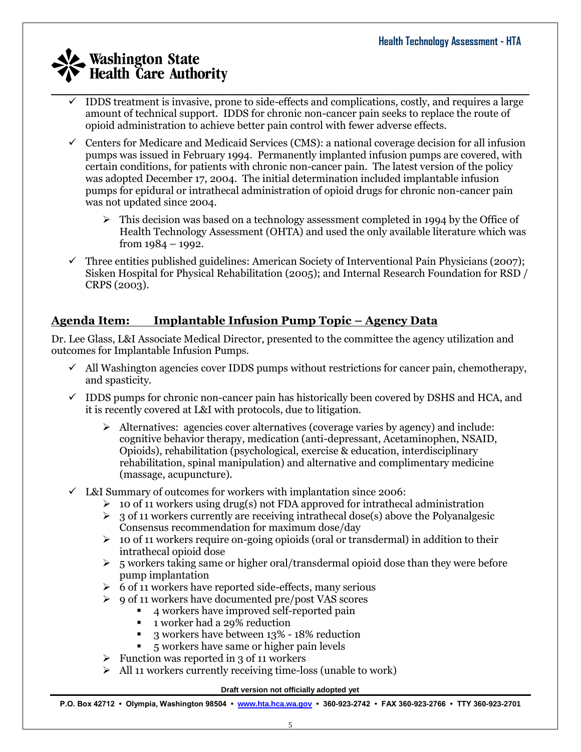- IDDS treatment is invasive, prone to side-effects and complications, costly, and requires a large amount of technical support. IDDS for chronic non-cancer pain seeks to replace the route of opioid administration to achieve better pain control with fewer adverse effects.
- Centers for Medicare and Medicaid Services (CMS): a national coverage decision for all infusion pumps was issued in February 1994. Permanently implanted infusion pumps are covered, with certain conditions, for patients with chronic non-cancer pain. The latest version of the policy was adopted December 17, 2004. The initial determination included implantable infusion pumps for epidural or intrathecal administration of opioid drugs for chronic non-cancer pain was not updated since 2004.
  - This decision was based on a technology assessment completed in 1994 by the Office of Health Technology Assessment (OHTA) and used the only available literature which was from 1984 – 1992.
- Three entities published guidelines: American Society of Interventional Pain Physicians (2007); Sisken Hospital for Physical Rehabilitation (2005); and Internal Research Foundation for RSD / CRPS (2003).

## Agenda Item: Implantable Infusion Pump Topic – Agency Data

Dr. Lee Glass, L&I Associate Medical Director, presented to the committee the agency utilization and outcomes for Implantable Infusion Pumps.

- All Washington agencies cover IDDS pumps without restrictions for cancer pain, chemotherapy, and spasticity.
- IDDS pumps for chronic non-cancer pain has historically been covered by DSHS and HCA, and it is recently covered at L&I with protocols, due to litigation.
  - Alternatives: agencies cover alternatives (coverage varies by agency) and include: cognitive behavior therapy, medication (anti-depressant, Acetaminophen, NSAID, Opioids), rehabilitation (psychological, exercise & education, interdisciplinary rehabilitation, spinal manipulation) and alternative and complimentary medicine (massage, acupuncture).
- L&I Summary of outcomes for workers with implantation since 2006:
  - 10 of 11 workers using drug(s) not FDA approved for intrathecal administration
  - 3 of 11 workers currently are receiving intrathecal dose(s) above the Polyanalgesic Consensus recommendation for maximum dose/day
  - 10 of 11 workers require on-going opioids (oral or transdermal) in addition to their intrathecal opioid dose
  - 5 workers taking same or higher oral/transdermal opioid dose than they were before pump implantation
  - 6 of 11 workers have reported side-effects, many serious
  - 9 of 11 workers have documented pre/post VAS scores
    - 4 workers have improved self-reported pain
    - 1 worker had a 29% reduction
    - 3 workers have between 13% - 18% reduction
    - 5 workers have same or higher pain levels
  - Function was reported in 3 of 11 workers
  - All 11 workers currently receiving time-loss (unable to work)

Draft version not officially adopted yet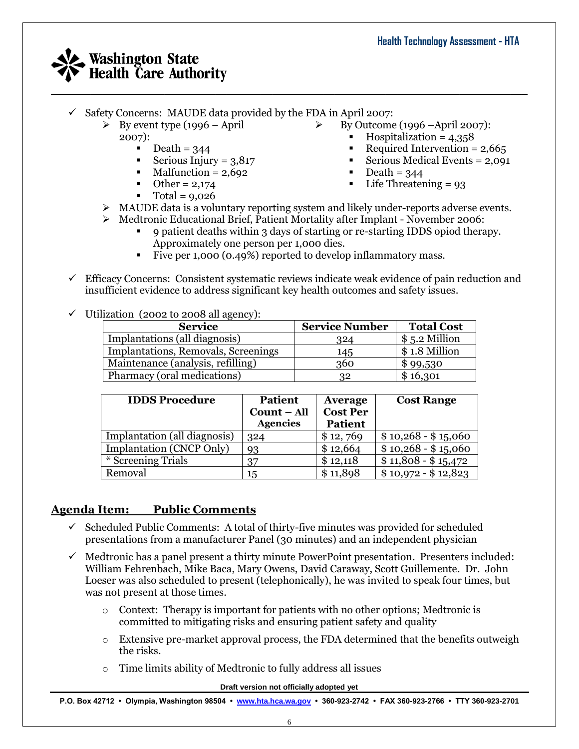- Safety Concerns: MAUDE data provided by the FDA in April 2007:
  - By event type (1996 – April 2007):
    - Death = 344
    - Serious Injury = 3,817
    - Malfunction = 2,692
    - Other = 2,174
    - Total = 9,026
  - By Outcome (1996 –April 2007):
    - Hospitalization = 4,358
    - Required Intervention = 2,665
    - Serious Medical Events = 2,091
    - Death = 344
    - Life Threatening = 93
  - MAUDE data is a voluntary reporting system and likely under-reports adverse events.
  - Medtronic Educational Brief, Patient Mortality after Implant - November 2006:
    - 9 patient deaths within 3 days of starting or re-starting IDDS opiod therapy. Approximately one person per 1,000 dies.
    - Five per 1,000 (0.49%) reported to develop inflammatory mass.
- Efficacy Concerns: Consistent systematic reviews indicate weak evidence of pain reduction and insufficient evidence to address significant key health outcomes and safety issues.
- Utilization (2002 to 2008 all agency):

| Service | Service Number | Total Cost |
|---|---|---|
| Implantations (all diagnosis) | 324 | $ 5.2 Million |
| Implantations, Removals, Screenings | 145 | $ 1.8 Million |
| Maintenance (analysis, refilling) | 360 | $ 99,530 |
| Pharmacy (oral medications) | 32 | $ 16,301 |

| IDDS Procedure | Patient Count – All Agencies | Average Cost Per Patient | Cost Range |
|---|---|---|---|
| Implantation (all diagnosis) | 324 | $ 12, 769 | $ 10,268 - $ 15,060 |
| Implantation (CNCP Only) | 93 | $ 12,664 | $ 10,268 - $ 15,060 |
| * Screening Trials | 37 | $ 12,118 | $ 11,808 - $ 15,472 |
| Removal | 15 | $ 11,898 | $ 10,972 - $ 12,823 |

## Agenda Item: Public Comments

- Scheduled Public Comments: A total of thirty-five minutes was provided for scheduled presentations from a manufacturer Panel (30 minutes) and an independent physician
- Medtronic has a panel present a thirty minute PowerPoint presentation. Presenters included: William Fehrenbach, Mike Baca, Mary Owens, David Caraway, Scott Guillemente. Dr. John Loeser was also scheduled to present (telephonically), he was invited to speak four times, but was not present at those times.
  - Context: Therapy is important for patients with no other options; Medtronic is committed to mitigating risks and ensuring patient safety and quality
  - Extensive pre-market approval process, the FDA determined that the benefits outweigh the risks.
  - Time limits ability of Medtronic to fully address all issues

Draft version not officially adopted yet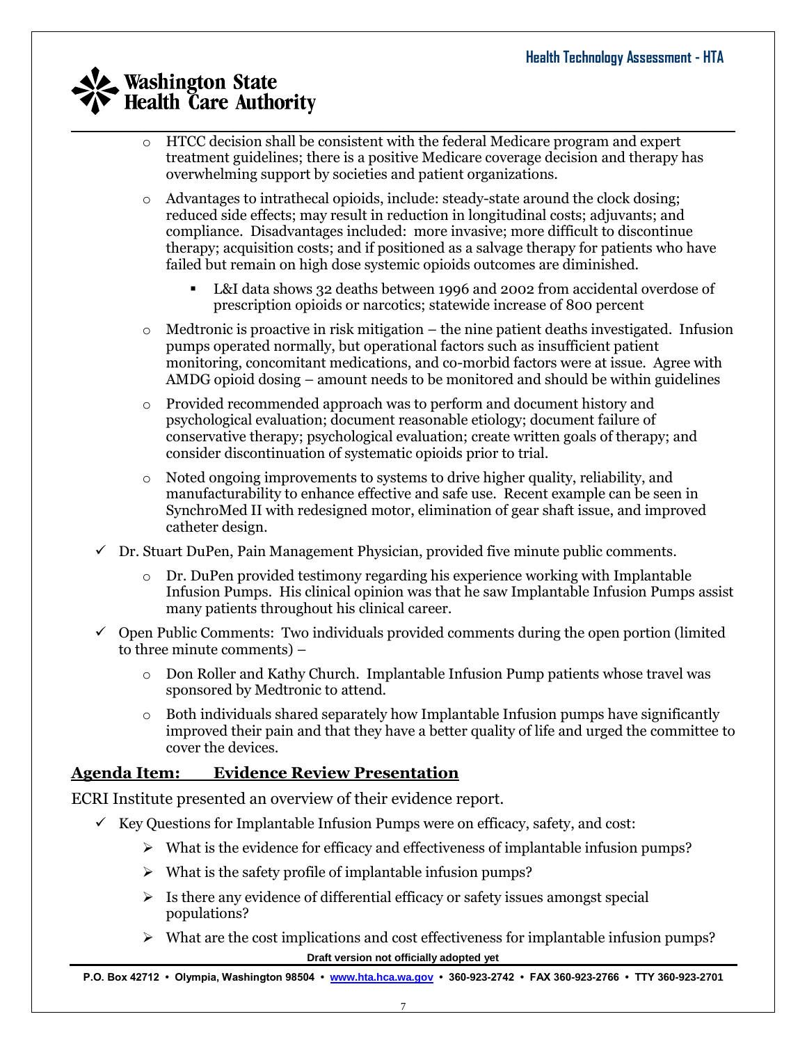- HTCC decision shall be consistent with the federal Medicare program and expert treatment guidelines; there is a positive Medicare coverage decision and therapy has overwhelming support by societies and patient organizations.
- Advantages to intrathecal opioids, include: steady-state around the clock dosing; reduced side effects; may result in reduction in longitudinal costs; adjuvants; and compliance. Disadvantages included: more invasive; more difficult to discontinue therapy; acquisition costs; and if positioned as a salvage therapy for patients who have failed but remain on high dose systemic opioids outcomes are diminished.
  - L&I data shows 32 deaths between 1996 and 2002 from accidental overdose of prescription opioids or narcotics; statewide increase of 800 percent
- Medtronic is proactive in risk mitigation – the nine patient deaths investigated. Infusion pumps operated normally, but operational factors such as insufficient patient monitoring, concomitant medications, and co-morbid factors were at issue. Agree with AMDG opioid dosing – amount needs to be monitored and should be within guidelines
- Provided recommended approach was to perform and document history and psychological evaluation; document reasonable etiology; document failure of conservative therapy; psychological evaluation; create written goals of therapy; and consider discontinuation of systematic opioids prior to trial.
- Noted ongoing improvements to systems to drive higher quality, reliability, and manufacturability to enhance effective and safe use. Recent example can be seen in SynchroMed II with redesigned motor, elimination of gear shaft issue, and improved catheter design.

✓ Dr. Stuart DuPen, Pain Management Physician, provided five minute public comments.

- Dr. DuPen provided testimony regarding his experience working with Implantable Infusion Pumps. His clinical opinion was that he saw Implantable Infusion Pumps assist many patients throughout his clinical career.

✓ Open Public Comments: Two individuals provided comments during the open portion (limited to three minute comments) –

- Don Roller and Kathy Church. Implantable Infusion Pump patients whose travel was sponsored by Medtronic to attend.
- Both individuals shared separately how Implantable Infusion pumps have significantly improved their pain and that they have a better quality of life and urged the committee to cover the devices.

## <u>Agenda Item: Evidence Review Presentation</u>

ECRI Institute presented an overview of their evidence report.

✓ Key Questions for Implantable Infusion Pumps were on efficacy, safety, and cost:

- What is the evidence for efficacy and effectiveness of implantable infusion pumps?
- What is the safety profile of implantable infusion pumps?
- Is there any evidence of differential efficacy or safety issues amongst special populations?
- What are the cost implications and cost effectiveness for implantable infusion pumps?

**Draft version not officially adopted yet**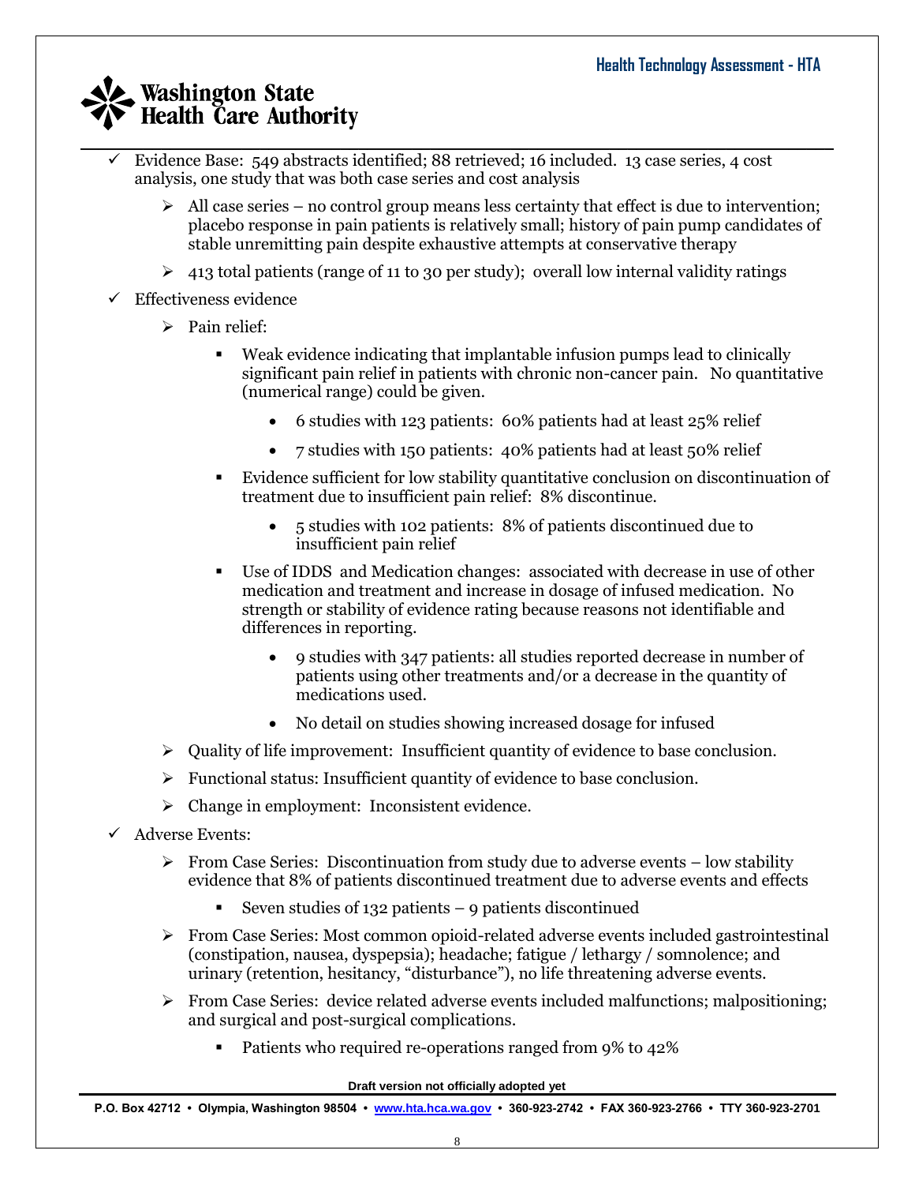- Evidence Base: 549 abstracts identified; 88 retrieved; 16 included. 13 case series, 4 cost analysis, one study that was both case series and cost analysis
    - All case series – no control group means less certainty that effect is due to intervention; placebo response in pain patients is relatively small; history of pain pump candidates of stable unremitting pain despite exhaustive attempts at conservative therapy
    - 413 total patients (range of 11 to 30 per study); overall low internal validity ratings
- Effectiveness evidence
    - Pain relief:
        - Weak evidence indicating that implantable infusion pumps lead to clinically significant pain relief in patients with chronic non-cancer pain. No quantitative (numerical range) could be given.
            - 6 studies with 123 patients: 60% patients had at least 25% relief
            - 7 studies with 150 patients: 40% patients had at least 50% relief
        - Evidence sufficient for low stability quantitative conclusion on discontinuation of treatment due to insufficient pain relief: 8% discontinue.
            - 5 studies with 102 patients: 8% of patients discontinued due to insufficient pain relief
        - Use of IDDS and Medication changes: associated with decrease in use of other medication and treatment and increase in dosage of infused medication. No strength or stability of evidence rating because reasons not identifiable and differences in reporting.
            - 9 studies with 347 patients: all studies reported decrease in number of patients using other treatments and/or a decrease in the quantity of medications used.
            - No detail on studies showing increased dosage for infused
    - Quality of life improvement: Insufficient quantity of evidence to base conclusion.
    - Functional status: Insufficient quantity of evidence to base conclusion.
    - Change in employment: Inconsistent evidence.
- Adverse Events:
    - From Case Series: Discontinuation from study due to adverse events – low stability evidence that 8% of patients discontinued treatment due to adverse events and effects
        - Seven studies of 132 patients – 9 patients discontinued
    - From Case Series: Most common opioid-related adverse events included gastrointestinal (constipation, nausea, dyspepsia); headache; fatigue / lethargy / somnolence; and urinary (retention, hesitancy, "disturbance"), no life threatening adverse events.
    - From Case Series: device related adverse events included malfunctions; malpositioning; and surgical and post-surgical complications.
        - Patients who required re-operations ranged from 9% to 42%

Draft version not officially adopted yet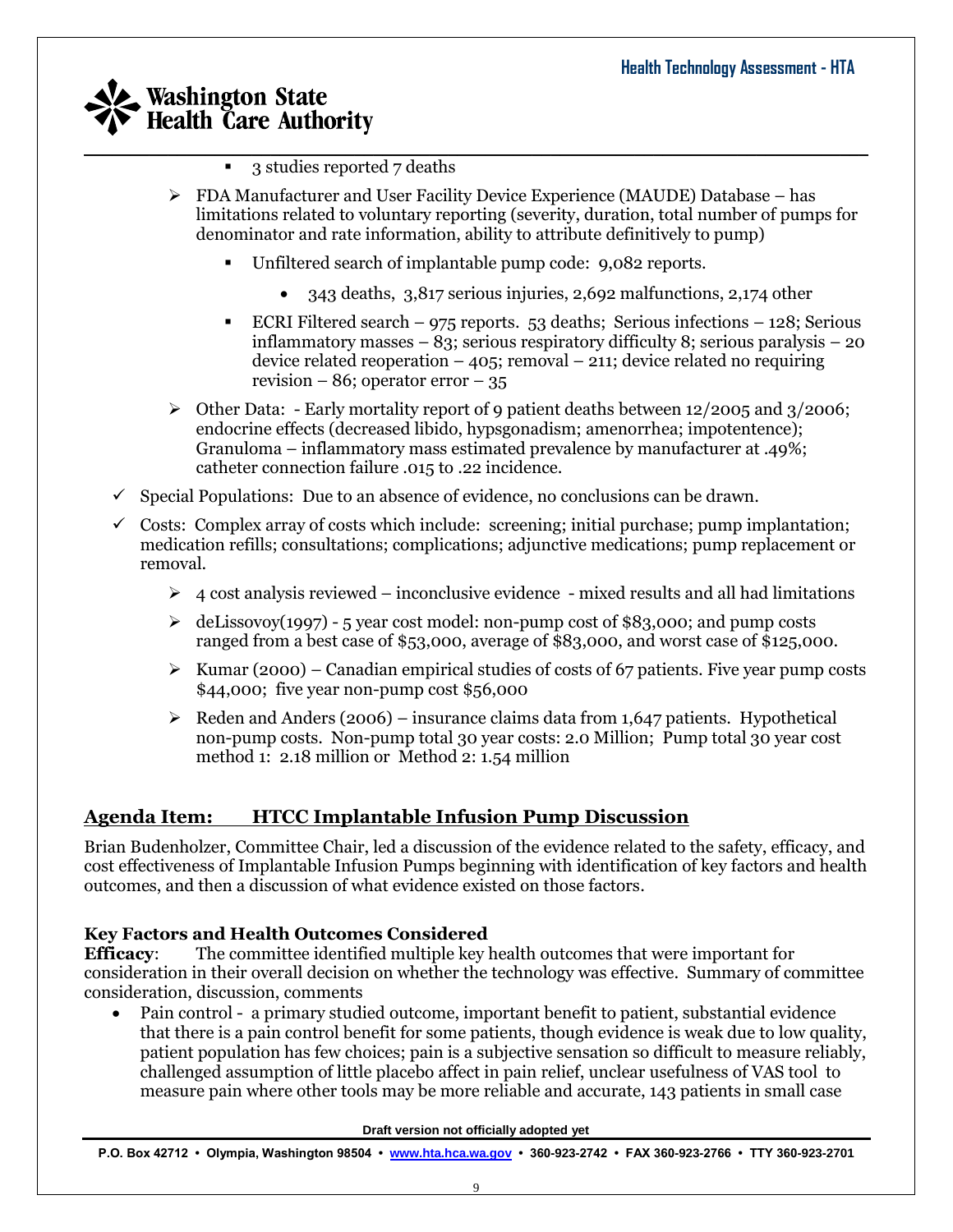- 3 studies reported 7 deaths
- FDA Manufacturer and User Facility Device Experience (MAUDE) Database – has limitations related to voluntary reporting (severity, duration, total number of pumps for denominator and rate information, ability to attribute definitively to pump)
  - Unfiltered search of implantable pump code: 9,082 reports.
    - 343 deaths, 3,817 serious injuries, 2,692 malfunctions, 2,174 other
  - ECRI Filtered search – 975 reports. 53 deaths; Serious infections – 128; Serious inflammatory masses – 83; serious respiratory difficulty 8; serious paralysis – 20 device related reoperation – 405; removal – 211; device related no requiring revision – 86; operator error – 35
- Other Data: - Early mortality report of 9 patient deaths between 12/2005 and 3/2006; endocrine effects (decreased libido, hypsgonadism; amenorrhea; impotentence); Granuloma – inflammatory mass estimated prevalence by manufacturer at .49%; catheter connection failure .015 to .22 incidence.

✓ Special Populations: Due to an absence of evidence, no conclusions can be drawn.

✓ Costs: Complex array of costs which include: screening; initial purchase; pump implantation; medication refills; consultations; complications; adjunctive medications; pump replacement or removal.

- 4 cost analysis reviewed – inconclusive evidence - mixed results and all had limitations
- deLissovoy(1997) - 5 year cost model: non-pump cost of $83,000; and pump costs ranged from a best case of $53,000, average of $83,000, and worst case of $125,000.
- Kumar (2000) – Canadian empirical studies of costs of 67 patients. Five year pump costs $44,000; five year non-pump cost $56,000
- Reden and Anders (2006) – insurance claims data from 1,647 patients. Hypothetical non-pump costs. Non-pump total 30 year costs: 2.0 Million; Pump total 30 year cost method 1: 2.18 million or Method 2: 1.54 million

## Agenda Item: HTCC Implantable Infusion Pump Discussion

Brian Budenholzer, Committee Chair, led a discussion of the evidence related to the safety, efficacy, and cost effectiveness of Implantable Infusion Pumps beginning with identification of key factors and health outcomes, and then a discussion of what evidence existed on those factors.

### Key Factors and Health Outcomes Considered

**Efficacy**: The committee identified multiple key health outcomes that were important for consideration in their overall decision on whether the technology was effective. Summary of committee consideration, discussion, comments

- Pain control - a primary studied outcome, important benefit to patient, substantial evidence that there is a pain control benefit for some patients, though evidence is weak due to low quality, patient population has few choices; pain is a subjective sensation so difficult to measure reliably, challenged assumption of little placebo affect in pain relief, unclear usefulness of VAS tool to measure pain where other tools may be more reliable and accurate, 143 patients in small case

Draft version not officially adopted yet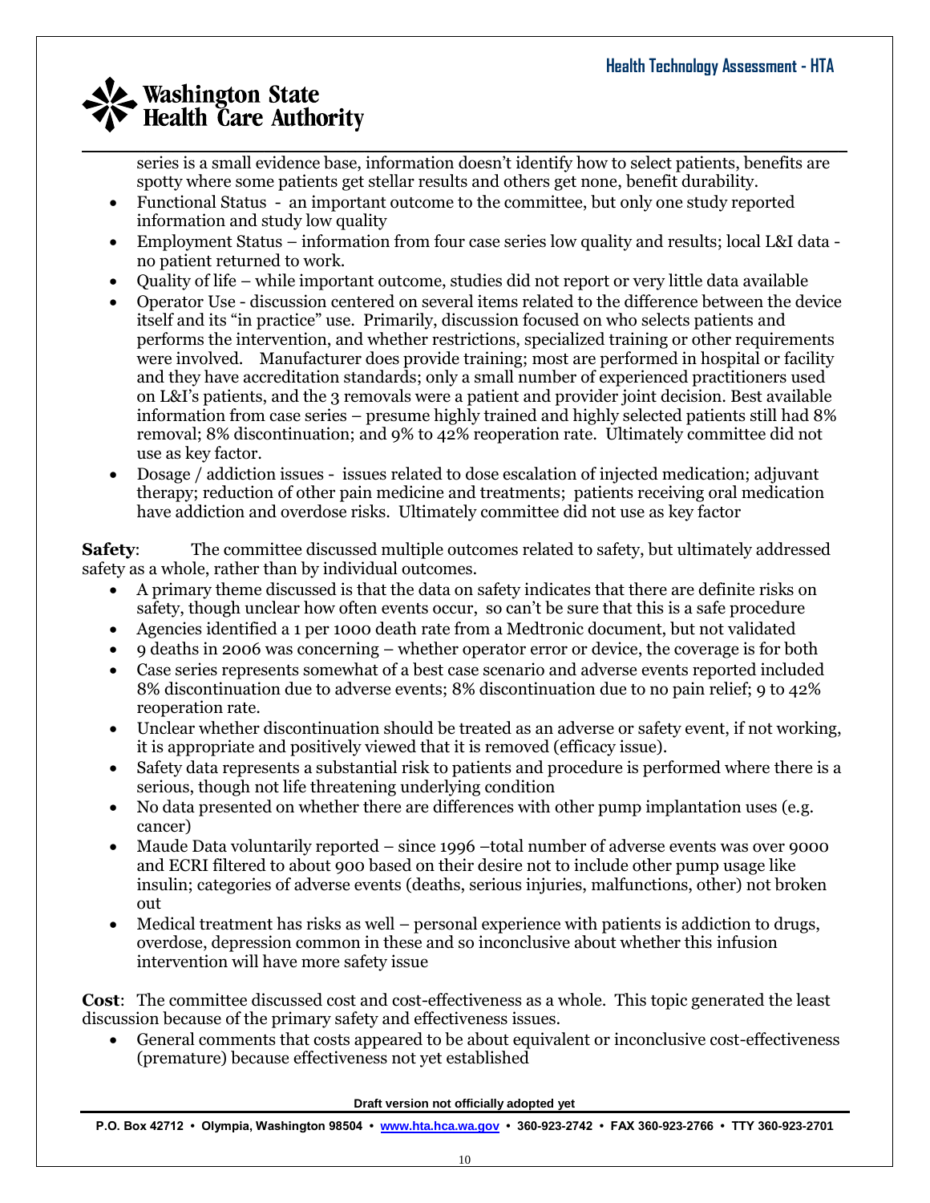series is a small evidence base, information doesn't identify how to select patients, benefits are spotty where some patients get stellar results and others get none, benefit durability.

- Functional Status - an important outcome to the committee, but only one study reported information and study low quality
- Employment Status – information from four case series low quality and results; local L&I data - no patient returned to work.
- Quality of life – while important outcome, studies did not report or very little data available
- Operator Use - discussion centered on several items related to the difference between the device itself and its "in practice" use. Primarily, discussion focused on who selects patients and performs the intervention, and whether restrictions, specialized training or other requirements were involved. Manufacturer does provide training; most are performed in hospital or facility and they have accreditation standards; only a small number of experienced practitioners used on L&I's patients, and the 3 removals were a patient and provider joint decision. Best available information from case series – presume highly trained and highly selected patients still had 8% removal; 8% discontinuation; and 9% to 42% reoperation rate. Ultimately committee did not use as key factor.
- Dosage / addiction issues - issues related to dose escalation of injected medication; adjuvant therapy; reduction of other pain medicine and treatments; patients receiving oral medication have addiction and overdose risks. Ultimately committee did not use as key factor

**Safety**: The committee discussed multiple outcomes related to safety, but ultimately addressed safety as a whole, rather than by individual outcomes.

- A primary theme discussed is that the data on safety indicates that there are definite risks on safety, though unclear how often events occur, so can't be sure that this is a safe procedure
- Agencies identified a 1 per 1000 death rate from a Medtronic document, but not validated
- 9 deaths in 2006 was concerning – whether operator error or device, the coverage is for both
- Case series represents somewhat of a best case scenario and adverse events reported included 8% discontinuation due to adverse events; 8% discontinuation due to no pain relief; 9 to 42% reoperation rate.
- Unclear whether discontinuation should be treated as an adverse or safety event, if not working, it is appropriate and positively viewed that it is removed (efficacy issue).
- Safety data represents a substantial risk to patients and procedure is performed where there is a serious, though not life threatening underlying condition
- No data presented on whether there are differences with other pump implantation uses (e.g. cancer)
- Maude Data voluntarily reported – since 1996 –total number of adverse events was over 9000 and ECRI filtered to about 900 based on their desire not to include other pump usage like insulin; categories of adverse events (deaths, serious injuries, malfunctions, other) not broken out
- Medical treatment has risks as well – personal experience with patients is addiction to drugs, overdose, depression common in these and so inconclusive about whether this infusion intervention will have more safety issue

**Cost**: The committee discussed cost and cost-effectiveness as a whole. This topic generated the least discussion because of the primary safety and effectiveness issues.

- General comments that costs appeared to be about equivalent or inconclusive cost-effectiveness (premature) because effectiveness not yet established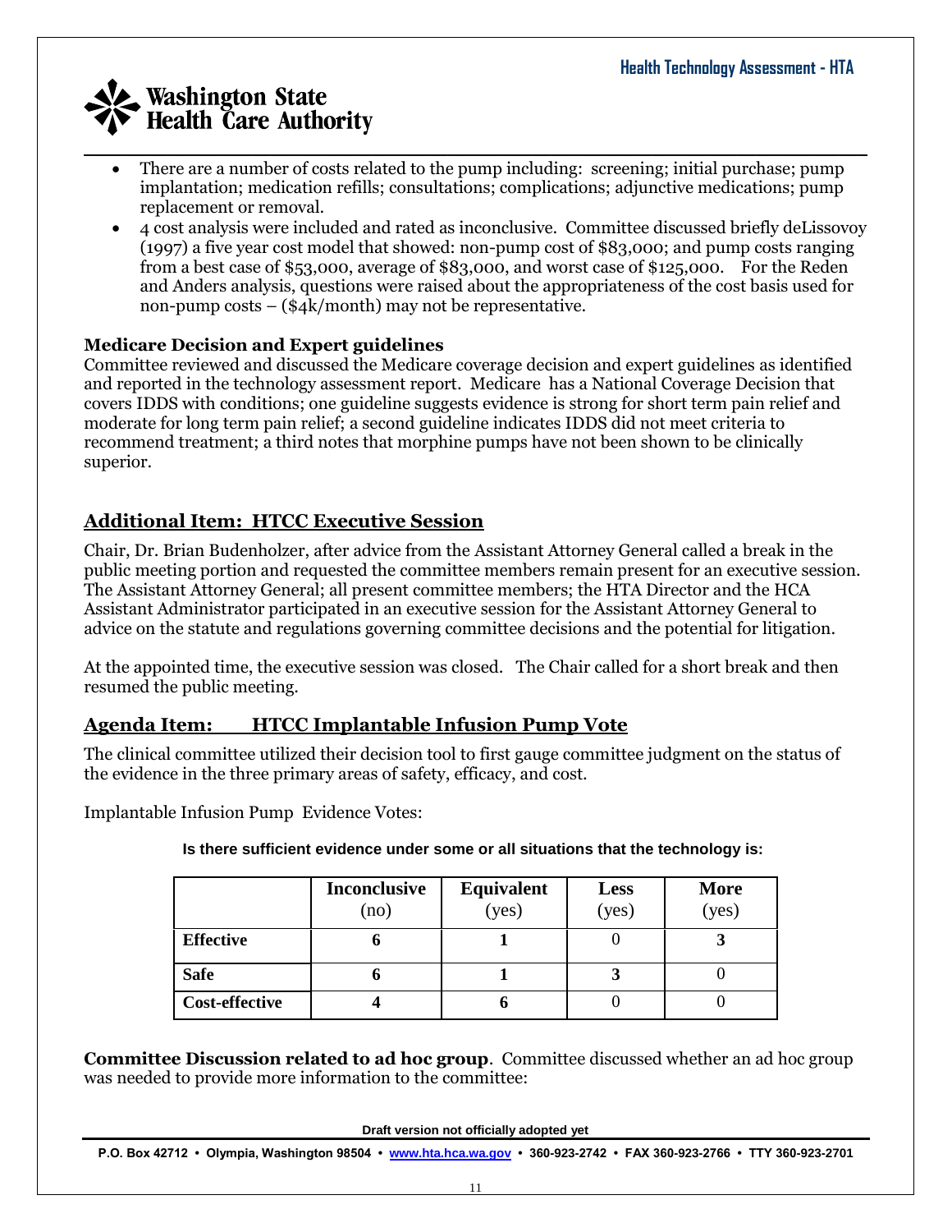- There are a number of costs related to the pump including: screening; initial purchase; pump implantation; medication refills; consultations; complications; adjunctive medications; pump replacement or removal.
- 4 cost analysis were included and rated as inconclusive. Committee discussed briefly deLissovoy (1997) a five year cost model that showed: non-pump cost of $83,000; and pump costs ranging from a best case of $53,000, average of $83,000, and worst case of $125,000. For the Reden and Anders analysis, questions were raised about the appropriateness of the cost basis used for non-pump costs – ($4k/month) may not be representative.

**Medicare Decision and Expert guidelines**
Committee reviewed and discussed the Medicare coverage decision and expert guidelines as identified and reported in the technology assessment report. Medicare has a National Coverage Decision that covers IDDS with conditions; one guideline suggests evidence is strong for short term pain relief and moderate for long term pain relief; a second guideline indicates IDDS did not meet criteria to recommend treatment; a third notes that morphine pumps have not been shown to be clinically superior.

## Additional Item: HTCC Executive Session

Chair, Dr. Brian Budenholzer, after advice from the Assistant Attorney General called a break in the public meeting portion and requested the committee members remain present for an executive session. The Assistant Attorney General; all present committee members; the HTA Director and the HCA Assistant Administrator participated in an executive session for the Assistant Attorney General to advice on the statute and regulations governing committee decisions and the potential for litigation.

At the appointed time, the executive session was closed. The Chair called for a short break and then resumed the public meeting.

## Agenda Item: HTCC Implantable Infusion Pump Vote

The clinical committee utilized their decision tool to first gauge committee judgment on the status of the evidence in the three primary areas of safety, efficacy, and cost.

Implantable Infusion Pump Evidence Votes:

**Is there sufficient evidence under some or all situations that the technology is:**

| | Inconclusive (no) | Equivalent (yes) | Less (yes) | More (yes) |
|---|---|---|---|---|
| **Effective** | **6** | **1** | 0 | **3** |
| **Safe** | **6** | **1** | **3** | 0 |
| **Cost-effective** | **4** | **6** | 0 | 0 |

**Committee Discussion related to ad hoc group**. Committee discussed whether an ad hoc group was needed to provide more information to the committee: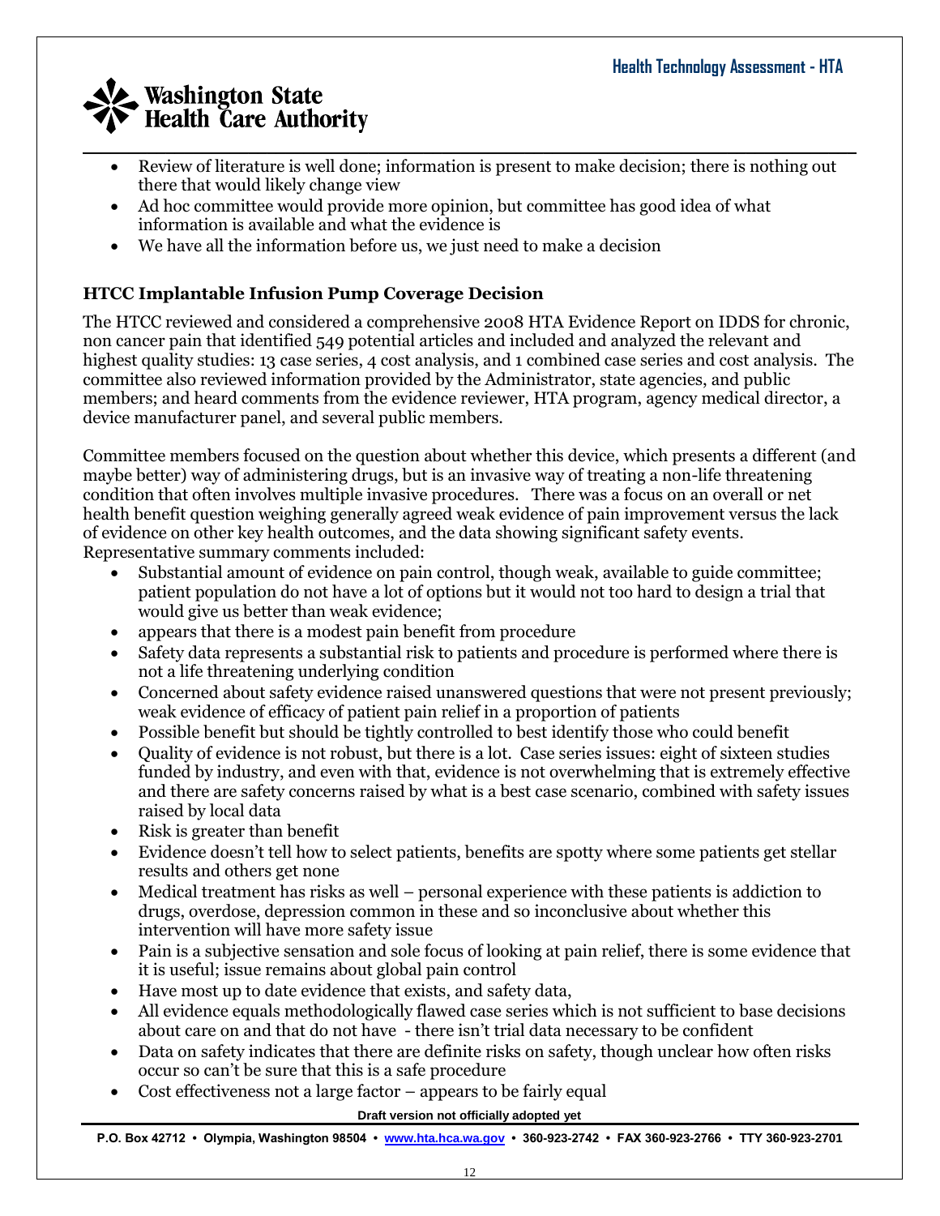- Review of literature is well done; information is present to make decision; there is nothing out there that would likely change view
- Ad hoc committee would provide more opinion, but committee has good idea of what information is available and what the evidence is
- We have all the information before us, we just need to make a decision

### HTCC Implantable Infusion Pump Coverage Decision

The HTCC reviewed and considered a comprehensive 2008 HTA Evidence Report on IDDS for chronic, non cancer pain that identified 549 potential articles and included and analyzed the relevant and highest quality studies: 13 case series, 4 cost analysis, and 1 combined case series and cost analysis. The committee also reviewed information provided by the Administrator, state agencies, and public members; and heard comments from the evidence reviewer, HTA program, agency medical director, a device manufacturer panel, and several public members.

Committee members focused on the question about whether this device, which presents a different (and maybe better) way of administering drugs, but is an invasive way of treating a non-life threatening condition that often involves multiple invasive procedures. There was a focus on an overall or net health benefit question weighing generally agreed weak evidence of pain improvement versus the lack of evidence on other key health outcomes, and the data showing significant safety events. Representative summary comments included:

- Substantial amount of evidence on pain control, though weak, available to guide committee; patient population do not have a lot of options but it would not too hard to design a trial that would give us better than weak evidence;
- appears that there is a modest pain benefit from procedure
- Safety data represents a substantial risk to patients and procedure is performed where there is not a life threatening underlying condition
- Concerned about safety evidence raised unanswered questions that were not present previously; weak evidence of efficacy of patient pain relief in a proportion of patients
- Possible benefit but should be tightly controlled to best identify those who could benefit
- Quality of evidence is not robust, but there is a lot. Case series issues: eight of sixteen studies funded by industry, and even with that, evidence is not overwhelming that is extremely effective and there are safety concerns raised by what is a best case scenario, combined with safety issues raised by local data
- Risk is greater than benefit
- Evidence doesn't tell how to select patients, benefits are spotty where some patients get stellar results and others get none
- Medical treatment has risks as well – personal experience with these patients is addiction to drugs, overdose, depression common in these and so inconclusive about whether this intervention will have more safety issue
- Pain is a subjective sensation and sole focus of looking at pain relief, there is some evidence that it is useful; issue remains about global pain control
- Have most up to date evidence that exists, and safety data,
- All evidence equals methodologically flawed case series which is not sufficient to base decisions about care on and that do not have - there isn't trial data necessary to be confident
- Data on safety indicates that there are definite risks on safety, though unclear how often risks occur so can't be sure that this is a safe procedure
- Cost effectiveness not a large factor – appears to be fairly equal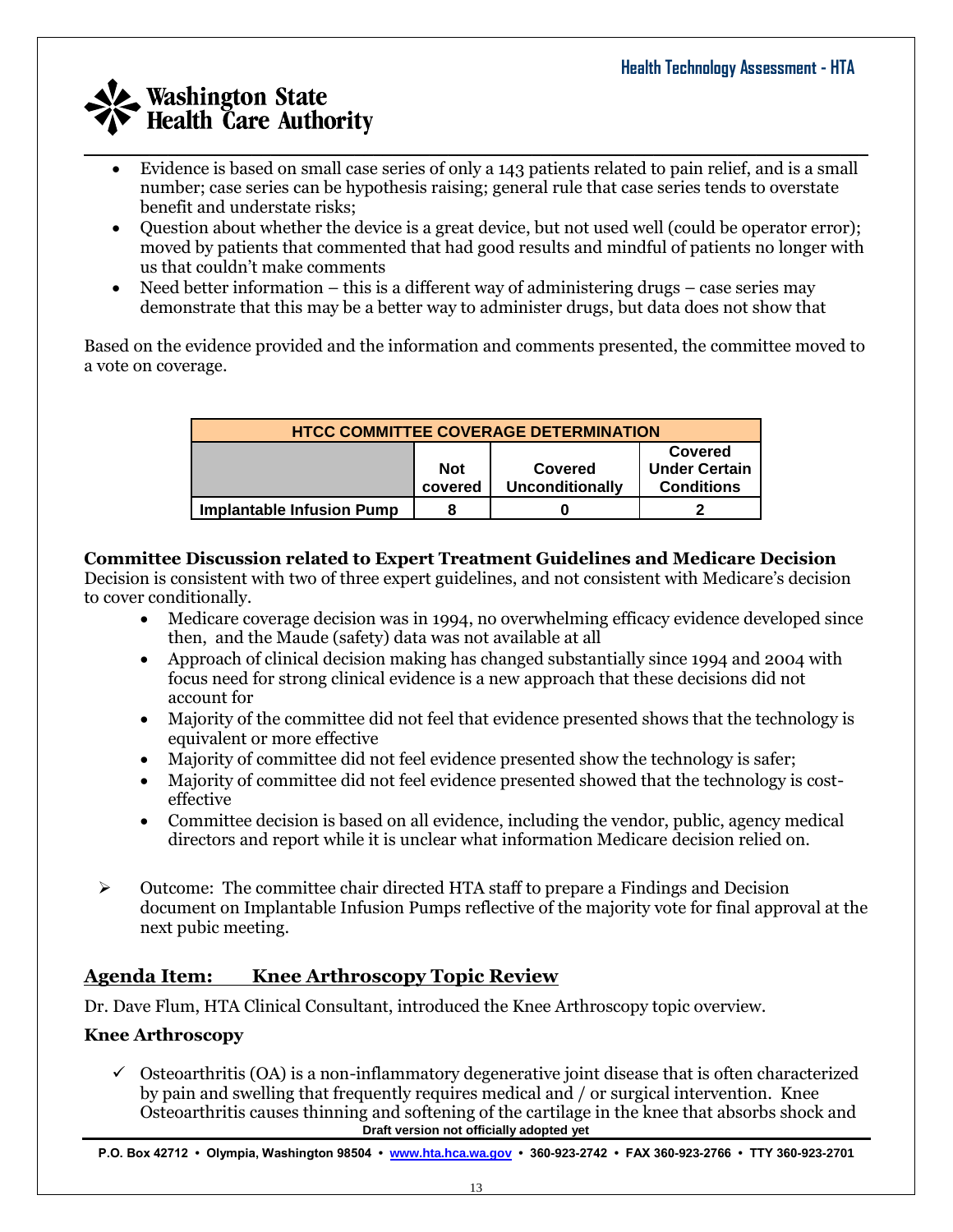- Evidence is based on small case series of only a 143 patients related to pain relief, and is a small number; case series can be hypothesis raising; general rule that case series tends to overstate benefit and understate risks;
- Question about whether the device is a great device, but not used well (could be operator error); moved by patients that commented that had good results and mindful of patients no longer with us that couldn't make comments
- Need better information – this is a different way of administering drugs – case series may demonstrate that this may be a better way to administer drugs, but data does not show that

Based on the evidence provided and the information and comments presented, the committee moved to a vote on coverage.

| HTCC COMMITTEE COVERAGE DETERMINATION | | | |
|---|---|---|---|
| | Not covered | Covered Unconditionally | Covered Under Certain Conditions |
| Implantable Infusion Pump | 8 | 0 | 2 |

**Committee Discussion related to Expert Treatment Guidelines and Medicare Decision**
Decision is consistent with two of three expert guidelines, and not consistent with Medicare's decision to cover conditionally.

- Medicare coverage decision was in 1994, no overwhelming efficacy evidence developed since then, and the Maude (safety) data was not available at all
- Approach of clinical decision making has changed substantially since 1994 and 2004 with focus need for strong clinical evidence is a new approach that these decisions did not account for
- Majority of the committee did not feel that evidence presented shows that the technology is equivalent or more effective
- Majority of committee did not feel evidence presented show the technology is safer;
- Majority of committee did not feel evidence presented showed that the technology is cost-effective
- Committee decision is based on all evidence, including the vendor, public, agency medical directors and report while it is unclear what information Medicare decision relied on.

➢ Outcome: The committee chair directed HTA staff to prepare a Findings and Decision document on Implantable Infusion Pumps reflective of the majority vote for final approval at the next pubic meeting.

## Agenda Item: Knee Arthroscopy Topic Review

Dr. Dave Flum, HTA Clinical Consultant, introduced the Knee Arthroscopy topic overview.

### Knee Arthroscopy

- ✓ Osteoarthritis (OA) is a non-inflammatory degenerative joint disease that is often characterized by pain and swelling that frequently requires medical and / or surgical intervention. Knee Osteoarthritis causes thinning and softening of the cartilage in the knee that absorbs shock and

Draft version not officially adopted yet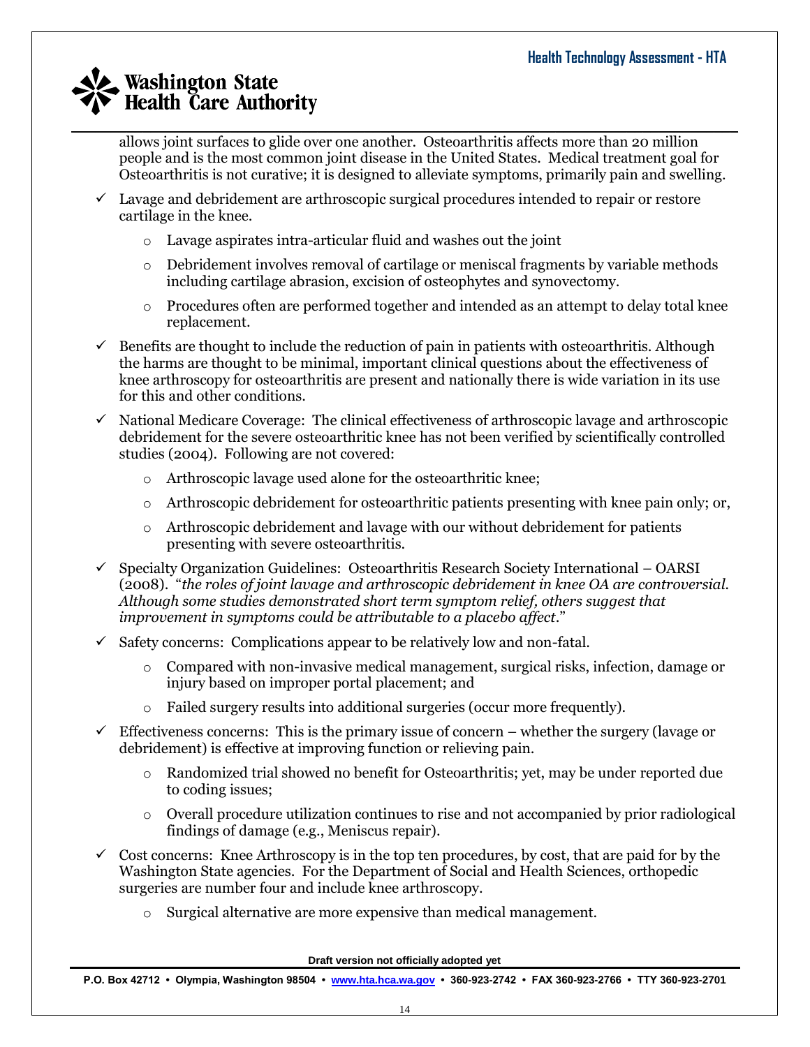allows joint surfaces to glide over one another. Osteoarthritis affects more than 20 million people and is the most common joint disease in the United States. Medical treatment goal for Osteoarthritis is not curative; it is designed to alleviate symptoms, primarily pain and swelling.

- ✓ Lavage and debridement are arthroscopic surgical procedures intended to repair or restore cartilage in the knee.
  - Lavage aspirates intra-articular fluid and washes out the joint
  - Debridement involves removal of cartilage or meniscal fragments by variable methods including cartilage abrasion, excision of osteophytes and synovectomy.
  - Procedures often are performed together and intended as an attempt to delay total knee replacement.
- ✓ Benefits are thought to include the reduction of pain in patients with osteoarthritis. Although the harms are thought to be minimal, important clinical questions about the effectiveness of knee arthroscopy for osteoarthritis are present and nationally there is wide variation in its use for this and other conditions.
- ✓ National Medicare Coverage: The clinical effectiveness of arthroscopic lavage and arthroscopic debridement for the severe osteoarthritic knee has not been verified by scientifically controlled studies (2004). Following are not covered:
  - Arthroscopic lavage used alone for the osteoarthritic knee;
  - Arthroscopic debridement for osteoarthritic patients presenting with knee pain only; or,
  - Arthroscopic debridement and lavage with our without debridement for patients presenting with severe osteoarthritis.
- ✓ Specialty Organization Guidelines: Osteoarthritis Research Society International – OARSI (2008). "*the roles of joint lavage and arthroscopic debridement in knee OA are controversial. Although some studies demonstrated short term symptom relief, others suggest that improvement in symptoms could be attributable to a placebo affect*."
- ✓ Safety concerns: Complications appear to be relatively low and non-fatal.
  - Compared with non-invasive medical management, surgical risks, infection, damage or injury based on improper portal placement; and
  - Failed surgery results into additional surgeries (occur more frequently).
- ✓ Effectiveness concerns: This is the primary issue of concern – whether the surgery (lavage or debridement) is effective at improving function or relieving pain.
  - Randomized trial showed no benefit for Osteoarthritis; yet, may be under reported due to coding issues;
  - Overall procedure utilization continues to rise and not accompanied by prior radiological findings of damage (e.g., Meniscus repair).
- ✓ Cost concerns: Knee Arthroscopy is in the top ten procedures, by cost, that are paid for by the Washington State agencies. For the Department of Social and Health Sciences, orthopedic surgeries are number four and include knee arthroscopy.
  - Surgical alternative are more expensive than medical management.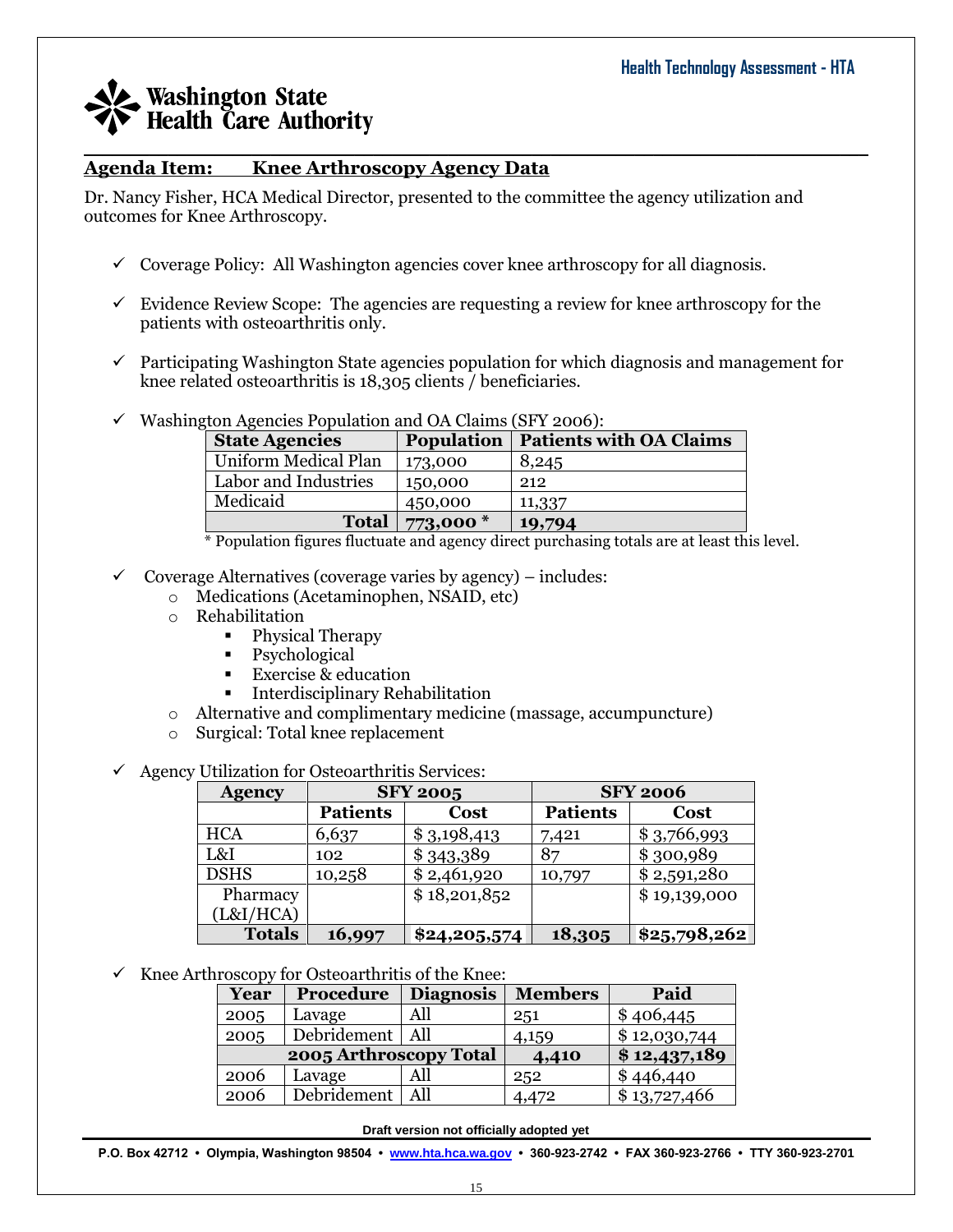**Agenda Item: Knee Arthroscopy Agency Data**

Dr. Nancy Fisher, HCA Medical Director, presented to the committee the agency utilization and outcomes for Knee Arthroscopy.

- ✓ Coverage Policy: All Washington agencies cover knee arthroscopy for all diagnosis.
- ✓ Evidence Review Scope: The agencies are requesting a review for knee arthroscopy for the patients with osteoarthritis only.
- ✓ Participating Washington State agencies population for which diagnosis and management for knee related osteoarthritis is 18,305 clients / beneficiaries.
- ✓ Washington Agencies Population and OA Claims (SFY 2006):

| State Agencies | Population | Patients with OA Claims |
|---|---|---|
| Uniform Medical Plan | 173,000 | 8,245 |
| Labor and Industries | 150,000 | 212 |
| Medicaid | 450,000 | 11,337 |
| **Total** | **773,000 \*** | **19,794** |

\* Population figures fluctuate and agency direct purchasing totals are at least this level.

- ✓ Coverage Alternatives (coverage varies by agency) – includes:
  - Medications (Acetaminophen, NSAID, etc)
  - Rehabilitation
    - Physical Therapy
    - Psychological
    - Exercise & education
    - Interdisciplinary Rehabilitation
  - Alternative and complimentary medicine (massage, accumpuncture)
  - Surgical: Total knee replacement

- ✓ Agency Utilization for Osteoarthritis Services:

| Agency | SFY 2005 | | SFY 2006 | |
|---|---|---|---|---|
| | **Patients** | **Cost** | **Patients** | **Cost** |
| HCA | 6,637 | $ 3,198,413 | 7,421 | $ 3,766,993 |
| L&I | 102 | $ 343,389 | 87 | $ 300,989 |
| DSHS | 10,258 | $ 2,461,920 | 10,797 | $ 2,591,280 |
| Pharmacy (L&I/HCA) | | $ 18,201,852 | | $ 19,139,000 |
| **Totals** | **16,997** | **$24,205,574** | **18,305** | **$25,798,262** |

- ✓ Knee Arthroscopy for Osteoarthritis of the Knee:

| Year | Procedure | Diagnosis | Members | Paid |
|---|---|---|---|---|
| 2005 | Lavage | All | 251 | $ 406,445 |
| 2005 | Debridement | All | 4,159 | $ 12,030,744 |
| **2005 Arthroscopy Total** | | | **4,410** | **$ 12,437,189** |
| 2006 | Lavage | All | 252 | $ 446,440 |
| 2006 | Debridement | All | 4,472 | $ 13,727,466 |

Draft version not officially adopted yet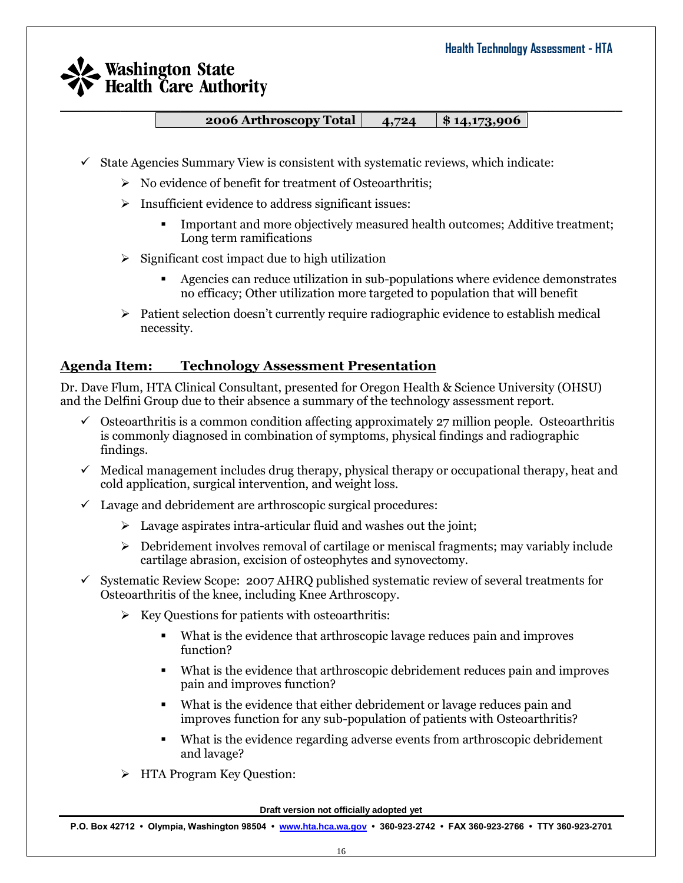| 2006 Arthroscopy Total | 4,724 | $ 14,173,906 |
|---|---|---|

- ✓ State Agencies Summary View is consistent with systematic reviews, which indicate:
  - ➢ No evidence of benefit for treatment of Osteoarthritis;
  - ➢ Insufficient evidence to address significant issues:
    - Important and more objectively measured health outcomes; Additive treatment; Long term ramifications
  - ➢ Significant cost impact due to high utilization
    - Agencies can reduce utilization in sub-populations where evidence demonstrates no efficacy; Other utilization more targeted to population that will benefit
  - ➢ Patient selection doesn't currently require radiographic evidence to establish medical necessity.

## Agenda Item: Technology Assessment Presentation

Dr. Dave Flum, HTA Clinical Consultant, presented for Oregon Health & Science University (OHSU) and the Delfini Group due to their absence a summary of the technology assessment report.

- ✓ Osteoarthritis is a common condition affecting approximately 27 million people. Osteoarthritis is commonly diagnosed in combination of symptoms, physical findings and radiographic findings.
- ✓ Medical management includes drug therapy, physical therapy or occupational therapy, heat and cold application, surgical intervention, and weight loss.
- ✓ Lavage and debridement are arthroscopic surgical procedures:
  - ➢ Lavage aspirates intra-articular fluid and washes out the joint;
  - ➢ Debridement involves removal of cartilage or meniscal fragments; may variably include cartilage abrasion, excision of osteophytes and synovectomy.
- ✓ Systematic Review Scope: 2007 AHRQ published systematic review of several treatments for Osteoarthritis of the knee, including Knee Arthroscopy.
  - ➢ Key Questions for patients with osteoarthritis:
    - What is the evidence that arthroscopic lavage reduces pain and improves function?
    - What is the evidence that arthroscopic debridement reduces pain and improves pain and improves function?
    - What is the evidence that either debridement or lavage reduces pain and improves function for any sub-population of patients with Osteoarthritis?
    - What is the evidence regarding adverse events from arthroscopic debridement and lavage?
  - ➢ HTA Program Key Question:

Draft version not officially adopted yet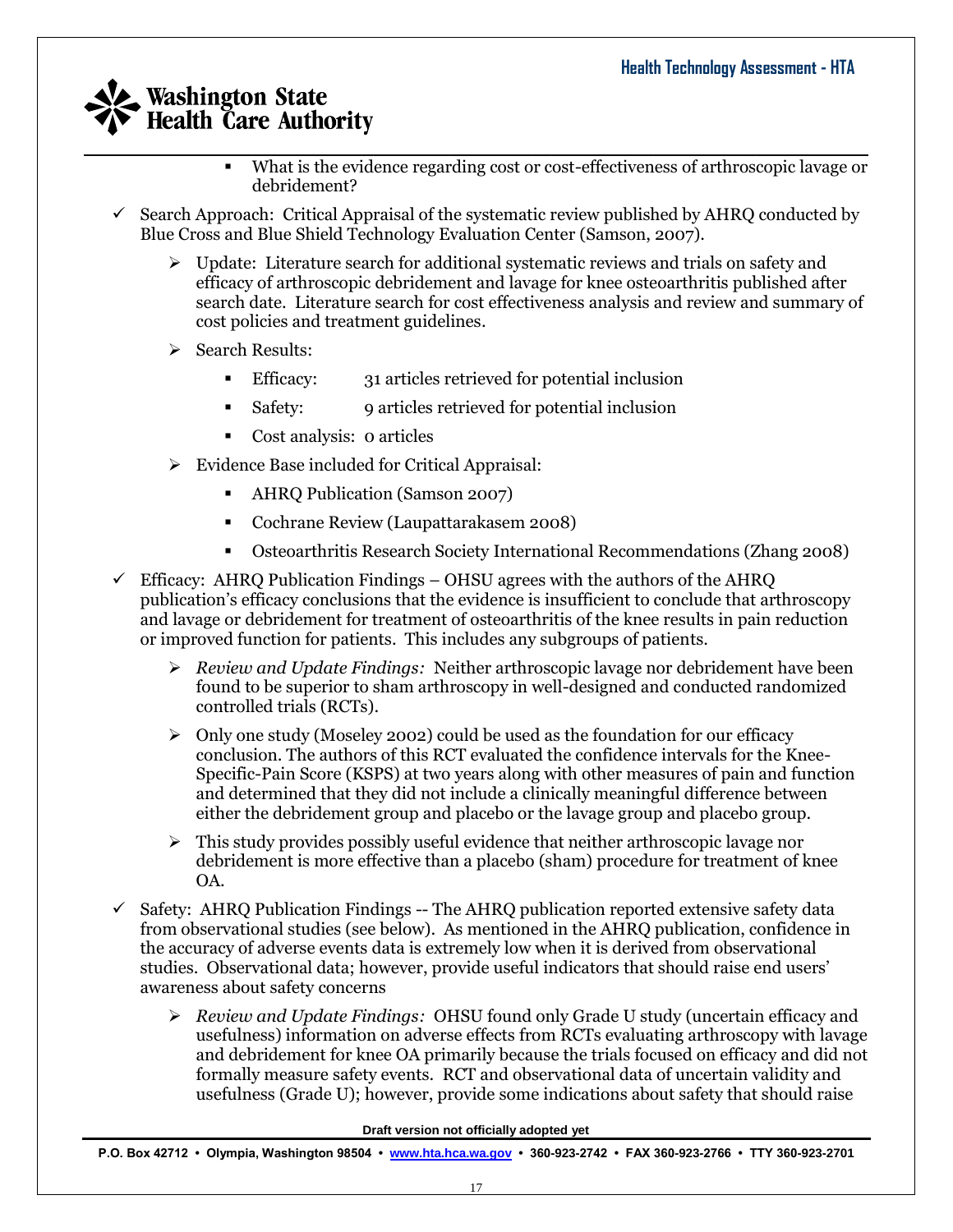- What is the evidence regarding cost or cost-effectiveness of arthroscopic lavage or debridement?

- ✓ Search Approach: Critical Appraisal of the systematic review published by AHRQ conducted by Blue Cross and Blue Shield Technology Evaluation Center (Samson, 2007).
  - ➢ Update: Literature search for additional systematic reviews and trials on safety and efficacy of arthroscopic debridement and lavage for knee osteoarthritis published after search date. Literature search for cost effectiveness analysis and review and summary of cost policies and treatment guidelines.
  - ➢ Search Results:
    - Efficacy: 31 articles retrieved for potential inclusion
    - Safety: 9 articles retrieved for potential inclusion
    - Cost analysis: 0 articles
  - ➢ Evidence Base included for Critical Appraisal:
    - AHRQ Publication (Samson 2007)
    - Cochrane Review (Laupattarakasem 2008)
    - Osteoarthritis Research Society International Recommendations (Zhang 2008)
- ✓ Efficacy: AHRQ Publication Findings – OHSU agrees with the authors of the AHRQ publication's efficacy conclusions that the evidence is insufficient to conclude that arthroscopy and lavage or debridement for treatment of osteoarthritis of the knee results in pain reduction or improved function for patients. This includes any subgroups of patients.
  - ➢ *Review and Update Findings:* Neither arthroscopic lavage nor debridement have been found to be superior to sham arthroscopy in well-designed and conducted randomized controlled trials (RCTs).
  - ➢ Only one study (Moseley 2002) could be used as the foundation for our efficacy conclusion. The authors of this RCT evaluated the confidence intervals for the Knee-Specific-Pain Score (KSPS) at two years along with other measures of pain and function and determined that they did not include a clinically meaningful difference between either the debridement group and placebo or the lavage group and placebo group.
  - ➢ This study provides possibly useful evidence that neither arthroscopic lavage nor debridement is more effective than a placebo (sham) procedure for treatment of knee OA.
- ✓ Safety: AHRQ Publication Findings -- The AHRQ publication reported extensive safety data from observational studies (see below). As mentioned in the AHRQ publication, confidence in the accuracy of adverse events data is extremely low when it is derived from observational studies. Observational data; however, provide useful indicators that should raise end users' awareness about safety concerns
  - ➢ *Review and Update Findings:* OHSU found only Grade U study (uncertain efficacy and usefulness) information on adverse effects from RCTs evaluating arthroscopy with lavage and debridement for knee OA primarily because the trials focused on efficacy and did not formally measure safety events. RCT and observational data of uncertain validity and usefulness (Grade U); however, provide some indications about safety that should raise

Draft version not officially adopted yet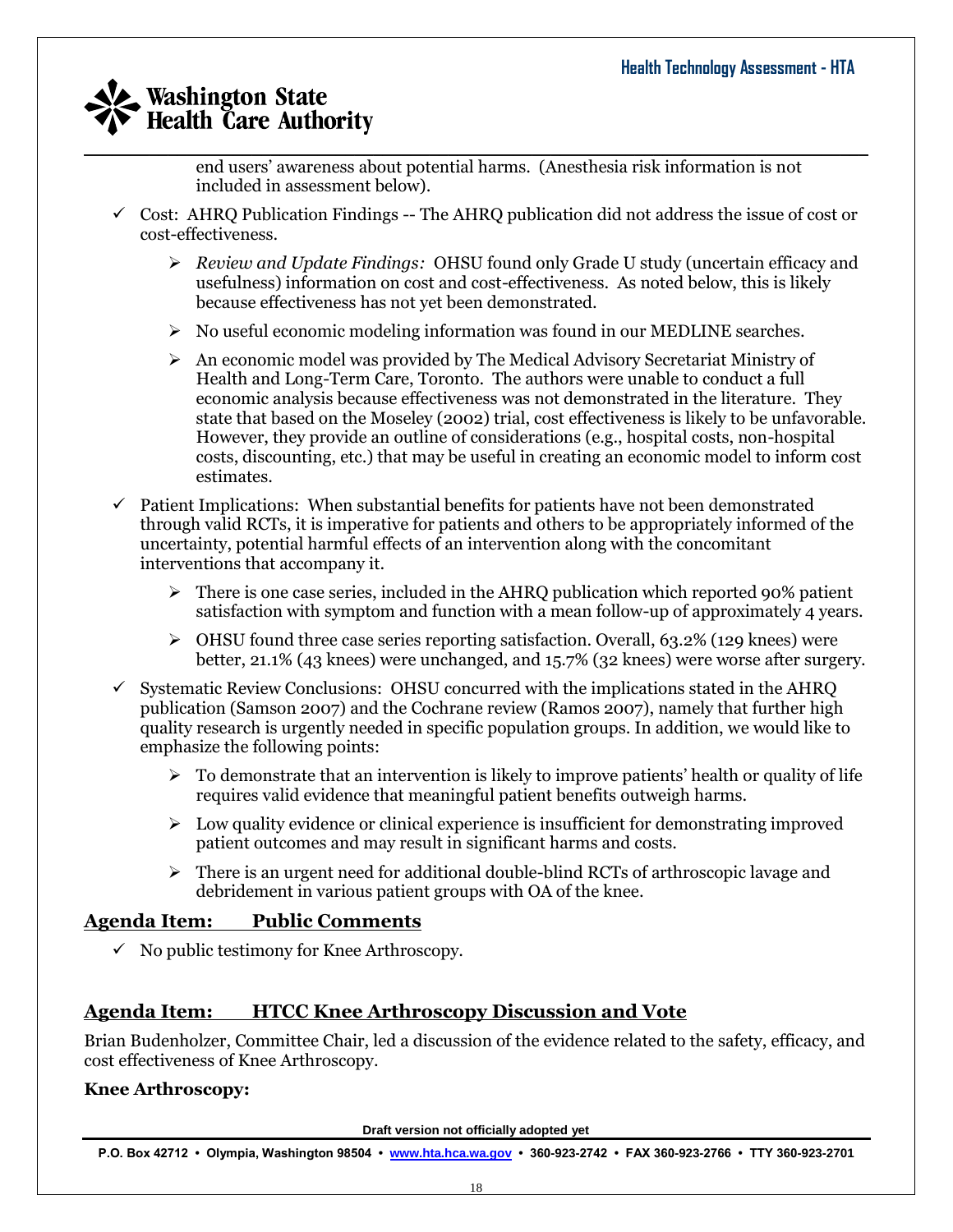end users' awareness about potential harms. (Anesthesia risk information is not included in assessment below).

- ✓ Cost: AHRQ Publication Findings -- The AHRQ publication did not address the issue of cost or cost-effectiveness.
  - ➢ *Review and Update Findings:* OHSU found only Grade U study (uncertain efficacy and usefulness) information on cost and cost-effectiveness. As noted below, this is likely because effectiveness has not yet been demonstrated.
  - ➢ No useful economic modeling information was found in our MEDLINE searches.
  - ➢ An economic model was provided by The Medical Advisory Secretariat Ministry of Health and Long-Term Care, Toronto. The authors were unable to conduct a full economic analysis because effectiveness was not demonstrated in the literature. They state that based on the Moseley (2002) trial, cost effectiveness is likely to be unfavorable. However, they provide an outline of considerations (e.g., hospital costs, non-hospital costs, discounting, etc.) that may be useful in creating an economic model to inform cost estimates.
- ✓ Patient Implications: When substantial benefits for patients have not been demonstrated through valid RCTs, it is imperative for patients and others to be appropriately informed of the uncertainty, potential harmful effects of an intervention along with the concomitant interventions that accompany it.
  - ➢ There is one case series, included in the AHRQ publication which reported 90% patient satisfaction with symptom and function with a mean follow-up of approximately 4 years.
  - ➢ OHSU found three case series reporting satisfaction. Overall, 63.2% (129 knees) were better, 21.1% (43 knees) were unchanged, and 15.7% (32 knees) were worse after surgery.
- ✓ Systematic Review Conclusions: OHSU concurred with the implications stated in the AHRQ publication (Samson 2007) and the Cochrane review (Ramos 2007), namely that further high quality research is urgently needed in specific population groups. In addition, we would like to emphasize the following points:
  - ➢ To demonstrate that an intervention is likely to improve patients' health or quality of life requires valid evidence that meaningful patient benefits outweigh harms.
  - ➢ Low quality evidence or clinical experience is insufficient for demonstrating improved patient outcomes and may result in significant harms and costs.
  - ➢ There is an urgent need for additional double-blind RCTs of arthroscopic lavage and debridement in various patient groups with OA of the knee.

## Agenda Item: Public Comments

- ✓ No public testimony for Knee Arthroscopy.

## Agenda Item: HTCC Knee Arthroscopy Discussion and Vote

Brian Budenholzer, Committee Chair, led a discussion of the evidence related to the safety, efficacy, and cost effectiveness of Knee Arthroscopy.

**Knee Arthroscopy:**

Draft version not officially adopted yet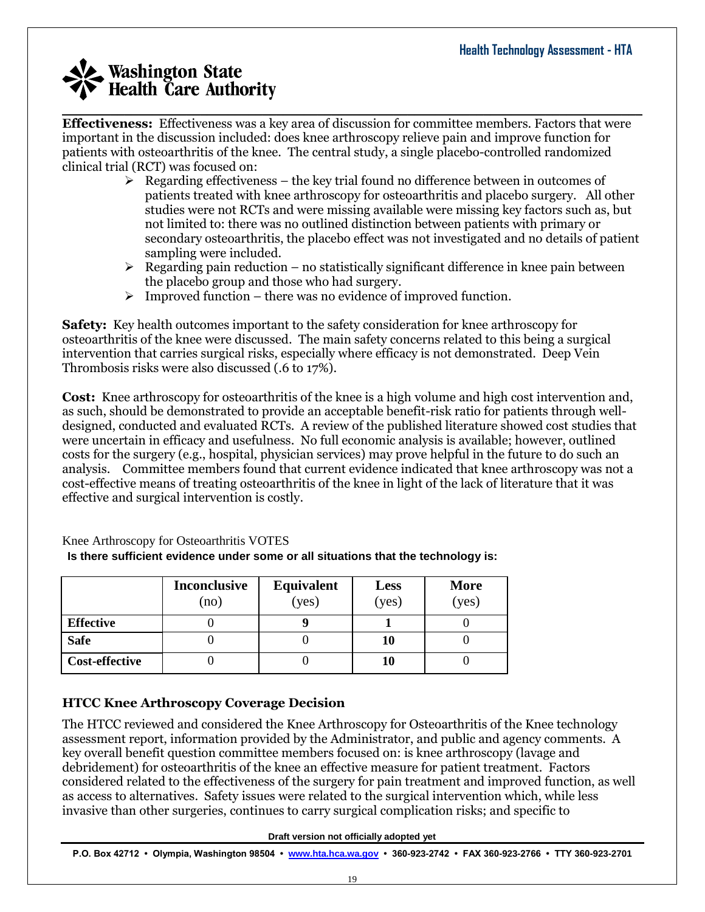**Effectiveness:** Effectiveness was a key area of discussion for committee members. Factors that were important in the discussion included: does knee arthroscopy relieve pain and improve function for patients with osteoarthritis of the knee. The central study, a single placebo-controlled randomized clinical trial (RCT) was focused on:

- Regarding effectiveness – the key trial found no difference between in outcomes of patients treated with knee arthroscopy for osteoarthritis and placebo surgery. All other studies were not RCTs and were missing available were missing key factors such as, but not limited to: there was no outlined distinction between patients with primary or secondary osteoarthritis, the placebo effect was not investigated and no details of patient sampling were included.
- Regarding pain reduction – no statistically significant difference in knee pain between the placebo group and those who had surgery.
- Improved function – there was no evidence of improved function.

**Safety:** Key health outcomes important to the safety consideration for knee arthroscopy for osteoarthritis of the knee were discussed. The main safety concerns related to this being a surgical intervention that carries surgical risks, especially where efficacy is not demonstrated. Deep Vein Thrombosis risks were also discussed (.6 to 17%).

**Cost:** Knee arthroscopy for osteoarthritis of the knee is a high volume and high cost intervention and, as such, should be demonstrated to provide an acceptable benefit-risk ratio for patients through well-designed, conducted and evaluated RCTs. A review of the published literature showed cost studies that were uncertain in efficacy and usefulness. No full economic analysis is available; however, outlined costs for the surgery (e.g., hospital, physician services) may prove helpful in the future to do such an analysis. Committee members found that current evidence indicated that knee arthroscopy was not a cost-effective means of treating osteoarthritis of the knee in light of the lack of literature that it was effective and surgical intervention is costly.

Knee Arthroscopy for Osteoarthritis VOTES

**Is there sufficient evidence under some or all situations that the technology is:**

| | Inconclusive (no) | Equivalent (yes) | Less (yes) | More (yes) |
|---|---|---|---|---|
| **Effective** | 0 | **9** | **1** | 0 |
| **Safe** | 0 | 0 | **10** | 0 |
| **Cost-effective** | 0 | 0 | **10** | 0 |

### HTCC Knee Arthroscopy Coverage Decision

The HTCC reviewed and considered the Knee Arthroscopy for Osteoarthritis of the Knee technology assessment report, information provided by the Administrator, and public and agency comments. A key overall benefit question committee members focused on: is knee arthroscopy (lavage and debridement) for osteoarthritis of the knee an effective measure for patient treatment. Factors considered related to the effectiveness of the surgery for pain treatment and improved function, as well as access to alternatives. Safety issues were related to the surgical intervention which, while less invasive than other surgeries, continues to carry surgical complication risks; and specific to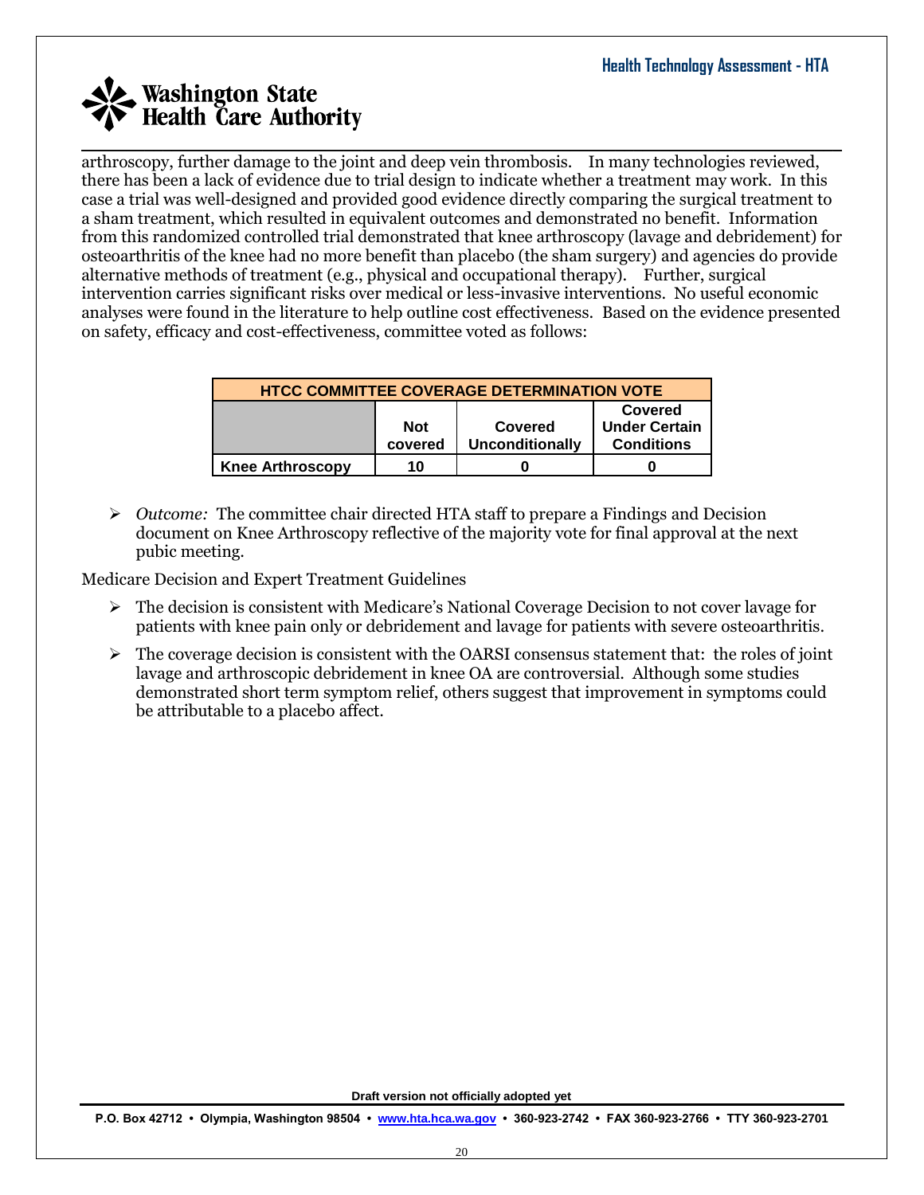arthroscopy, further damage to the joint and deep vein thrombosis. In many technologies reviewed, there has been a lack of evidence due to trial design to indicate whether a treatment may work. In this case a trial was well-designed and provided good evidence directly comparing the surgical treatment to a sham treatment, which resulted in equivalent outcomes and demonstrated no benefit. Information from this randomized controlled trial demonstrated that knee arthroscopy (lavage and debridement) for osteoarthritis of the knee had no more benefit than placebo (the sham surgery) and agencies do provide alternative methods of treatment (e.g., physical and occupational therapy). Further, surgical intervention carries significant risks over medical or less-invasive interventions. No useful economic analyses were found in the literature to help outline cost effectiveness. Based on the evidence presented on safety, efficacy and cost-effectiveness, committee voted as follows:

| HTCC COMMITTEE COVERAGE DETERMINATION VOTE | | | |
|---|---|---|---|
| | **Not covered** | **Covered Unconditionally** | **Covered Under Certain Conditions** |
| **Knee Arthroscopy** | 10 | 0 | 0 |

- *Outcome:* The committee chair directed HTA staff to prepare a Findings and Decision document on Knee Arthroscopy reflective of the majority vote for final approval at the next pubic meeting.

Medicare Decision and Expert Treatment Guidelines

- The decision is consistent with Medicare's National Coverage Decision to not cover lavage for patients with knee pain only or debridement and lavage for patients with severe osteoarthritis.
- The coverage decision is consistent with the OARSI consensus statement that: the roles of joint lavage and arthroscopic debridement in knee OA are controversial. Although some studies demonstrated short term symptom relief, others suggest that improvement in symptoms could be attributable to a placebo affect.

Draft version not officially adopted yet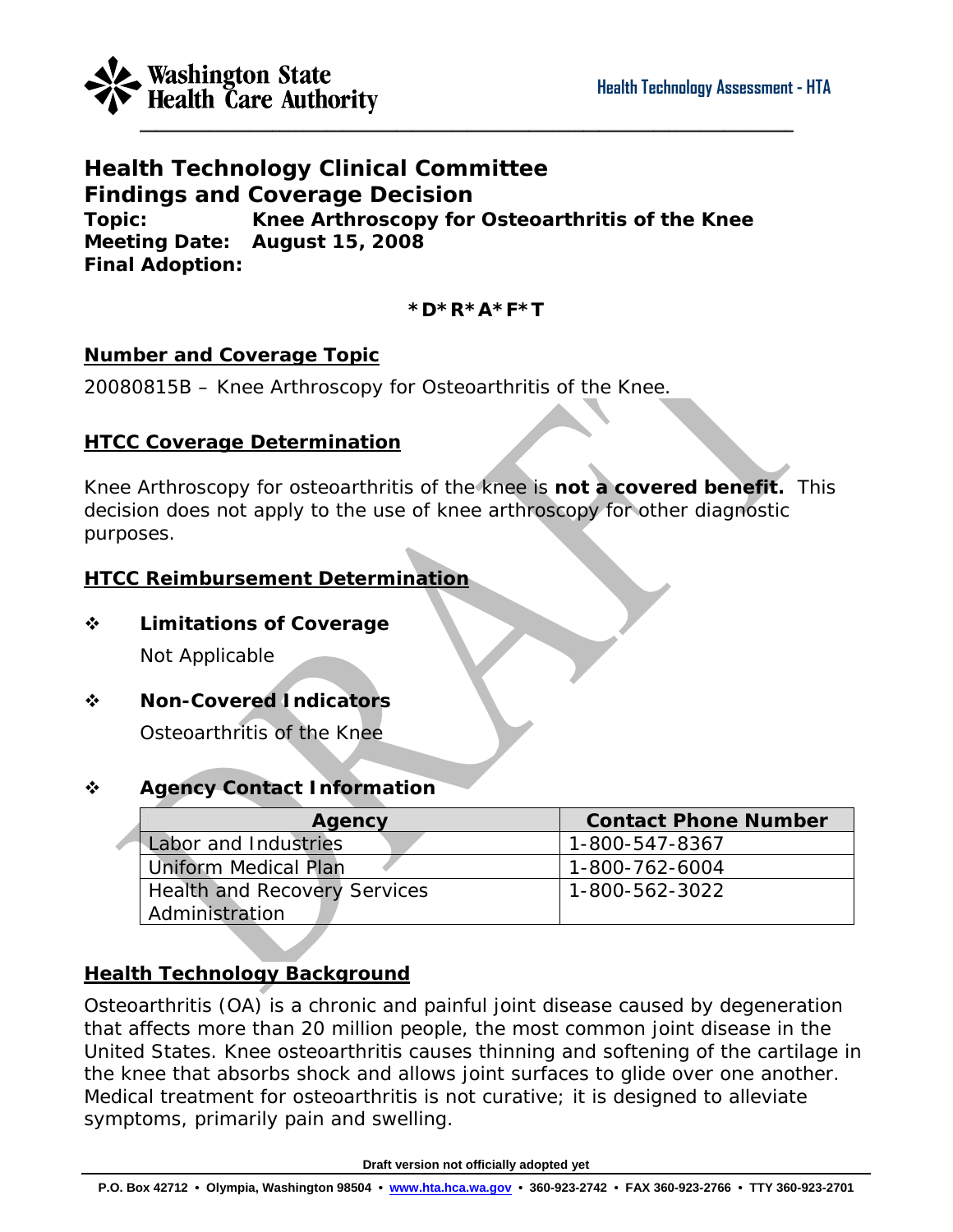# Health Technology Clinical Committee
# Findings and Coverage Decision

**Topic:** Knee Arthroscopy for Osteoarthritis of the Knee
**Meeting Date:** August 15, 2008
**Final Adoption:**

**\*D\*R\*A\*F\*T**

## Number and Coverage Topic

20080815B – Knee Arthroscopy for Osteoarthritis of the Knee.

## HTCC Coverage Determination

Knee Arthroscopy for osteoarthritis of the knee is **not a covered benefit.** This decision does not apply to the use of knee arthroscopy for other diagnostic purposes.

## HTCC Reimbursement Determination

- **Limitations of Coverage**

  Not Applicable

- **Non-Covered Indicators**

  Osteoarthritis of the Knee

- **Agency Contact Information**

| Agency | Contact Phone Number |
|---|---|
| Labor and Industries | 1-800-547-8367 |
| Uniform Medical Plan | 1-800-762-6004 |
| Health and Recovery Services Administration | 1-800-562-3022 |

## Health Technology Background

Osteoarthritis (OA) is a chronic and painful joint disease caused by degeneration that affects more than 20 million people, the most common joint disease in the United States. Knee osteoarthritis causes thinning and softening of the cartilage in the knee that absorbs shock and allows joint surfaces to glide over one another. Medical treatment for osteoarthritis is not curative; it is designed to alleviate symptoms, primarily pain and swelling.

Draft version not officially adopted yet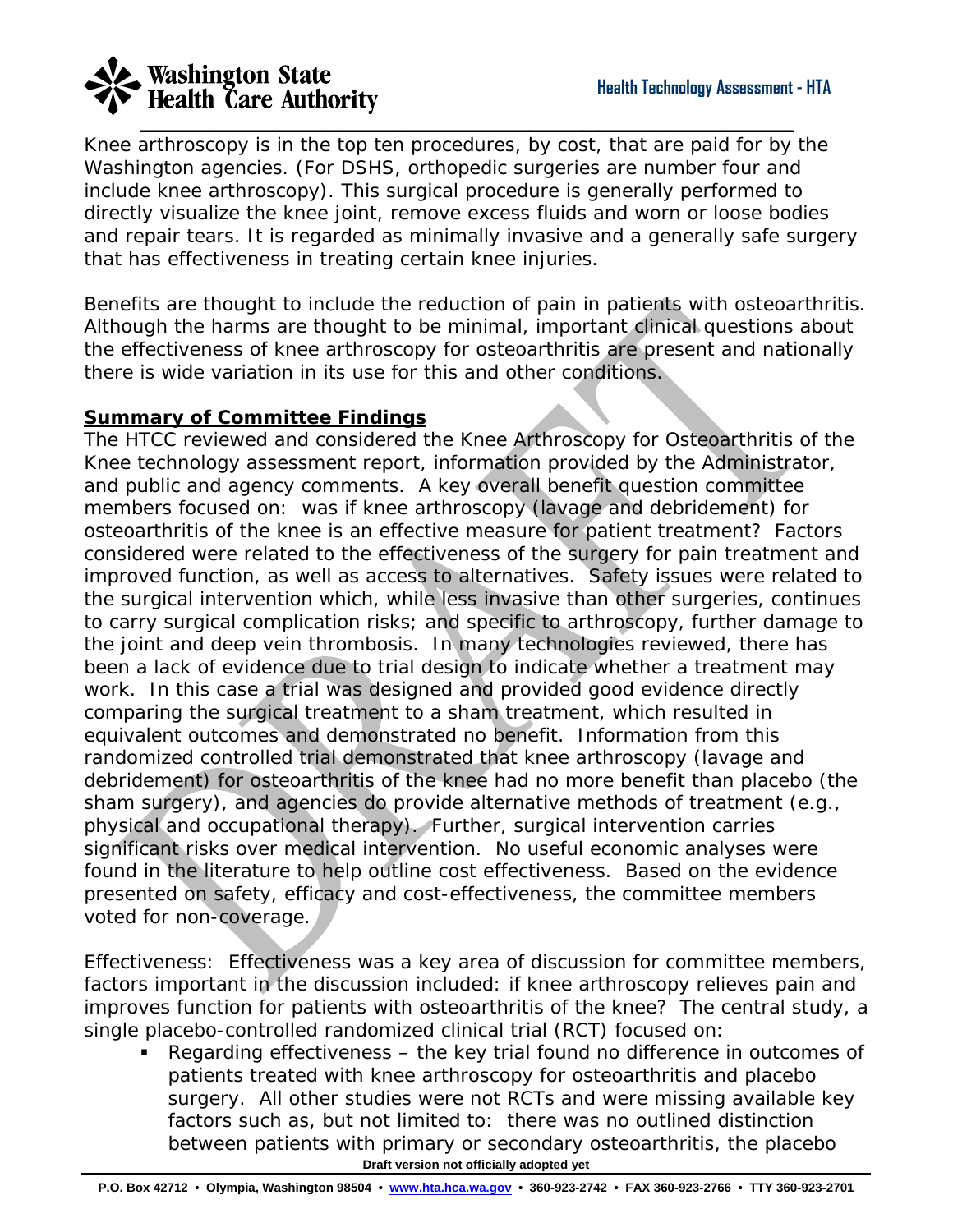Knee arthroscopy is in the top ten procedures, by cost, that are paid for by the Washington agencies. (For DSHS, orthopedic surgeries are number four and include knee arthroscopy). This surgical procedure is generally performed to directly visualize the knee joint, remove excess fluids and worn or loose bodies and repair tears. It is regarded as minimally invasive and a generally safe surgery that has effectiveness in treating certain knee injuries.

Benefits are thought to include the reduction of pain in patients with osteoarthritis. Although the harms are thought to be minimal, important clinical questions about the effectiveness of knee arthroscopy for osteoarthritis are present and nationally there is wide variation in its use for this and other conditions.

**Summary of Committee Findings**

The HTCC reviewed and considered the Knee Arthroscopy for Osteoarthritis of the Knee technology assessment report, information provided by the Administrator, and public and agency comments. A key overall benefit question committee members focused on: was if knee arthroscopy (lavage and debridement) for osteoarthritis of the knee is an effective measure for patient treatment? Factors considered were related to the effectiveness of the surgery for pain treatment and improved function, as well as access to alternatives. Safety issues were related to the surgical intervention which, while less invasive than other surgeries, continues to carry surgical complication risks; and specific to arthroscopy, further damage to the joint and deep vein thrombosis. In many technologies reviewed, there has been a lack of evidence due to trial design to indicate whether a treatment may work. In this case a trial was designed and provided good evidence directly comparing the surgical treatment to a sham treatment, which resulted in equivalent outcomes and demonstrated no benefit. Information from this randomized controlled trial demonstrated that knee arthroscopy (lavage and debridement) for osteoarthritis of the knee had no more benefit than placebo (the sham surgery), and agencies do provide alternative methods of treatment (e.g., physical and occupational therapy). Further, surgical intervention carries significant risks over medical intervention. No useful economic analyses were found in the literature to help outline cost effectiveness. Based on the evidence presented on safety, efficacy and cost-effectiveness, the committee members voted for non-coverage.

Effectiveness: Effectiveness was a key area of discussion for committee members, factors important in the discussion included: if knee arthroscopy relieves pain and improves function for patients with osteoarthritis of the knee? The central study, a single placebo-controlled randomized clinical trial (RCT) focused on:

- Regarding effectiveness – the key trial found no difference in outcomes of patients treated with knee arthroscopy for osteoarthritis and placebo surgery. All other studies were not RCTs and were missing available key factors such as, but not limited to: there was no outlined distinction between patients with primary or secondary osteoarthritis, the placebo

Draft version not officially adopted yet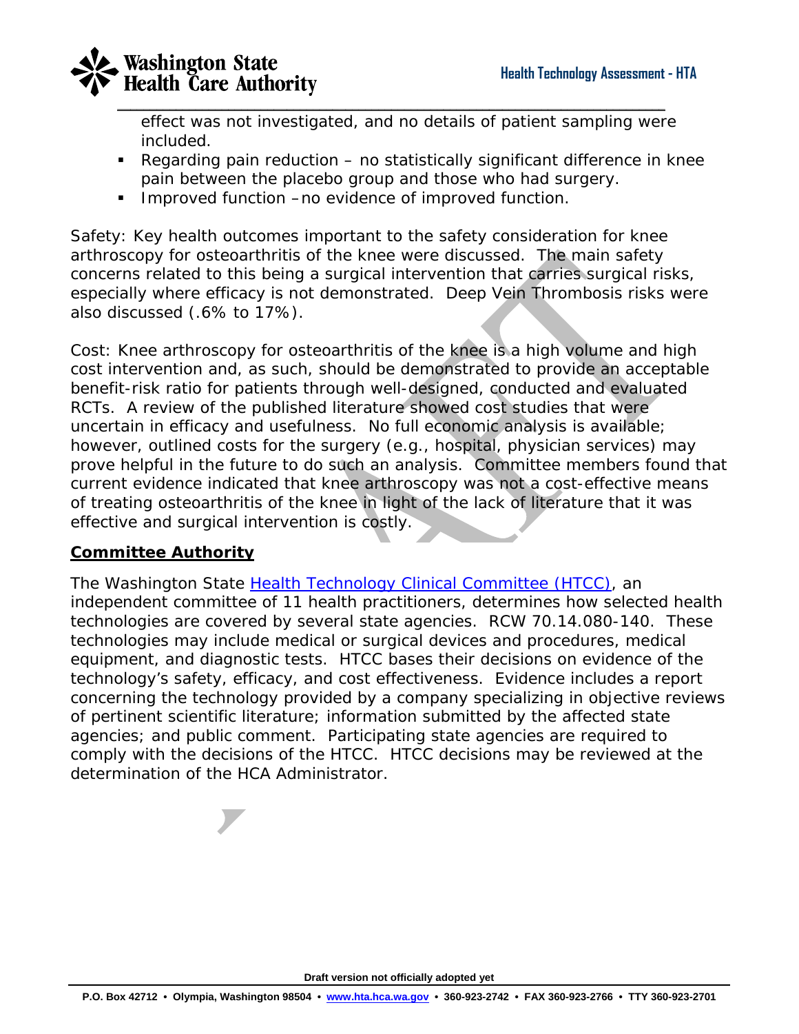effect was not investigated, and no details of patient sampling were included.

- Regarding pain reduction – no statistically significant difference in knee pain between the placebo group and those who had surgery.
- Improved function –no evidence of improved function.

Safety: Key health outcomes important to the safety consideration for knee arthroscopy for osteoarthritis of the knee were discussed. The main safety concerns related to this being a surgical intervention that carries surgical risks, especially where efficacy is not demonstrated. Deep Vein Thrombosis risks were also discussed (.6% to 17%).

Cost: Knee arthroscopy for osteoarthritis of the knee is a high volume and high cost intervention and, as such, should be demonstrated to provide an acceptable benefit-risk ratio for patients through well-designed, conducted and evaluated RCTs. A review of the published literature showed cost studies that were uncertain in efficacy and usefulness. No full economic analysis is available; however, outlined costs for the surgery (e.g., hospital, physician services) may prove helpful in the future to do such an analysis. Committee members found that current evidence indicated that knee arthroscopy was not a cost-effective means of treating osteoarthritis of the knee in light of the lack of literature that it was effective and surgical intervention is costly.

## Committee Authority

The Washington State Health Technology Clinical Committee (HTCC), an independent committee of 11 health practitioners, determines how selected health technologies are covered by several state agencies. RCW 70.14.080-140. These technologies may include medical or surgical devices and procedures, medical equipment, and diagnostic tests. HTCC bases their decisions on evidence of the technology's safety, efficacy, and cost effectiveness. Evidence includes a report concerning the technology provided by a company specializing in objective reviews of pertinent scientific literature; information submitted by the affected state agencies; and public comment. Participating state agencies are required to comply with the decisions of the HTCC. HTCC decisions may be reviewed at the determination of the HCA Administrator.